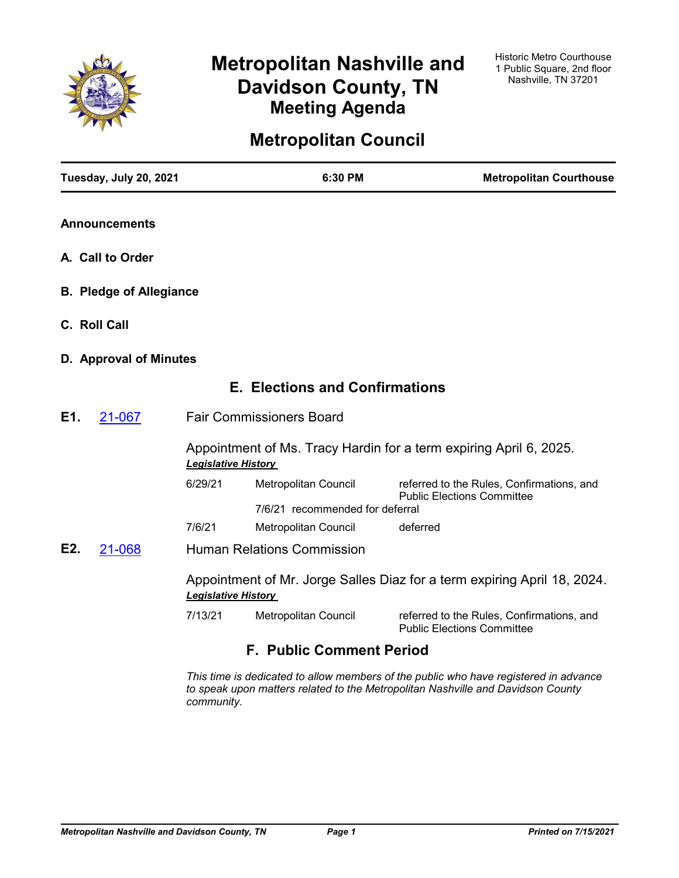# Metropolitan Nashville and Davidson County, TN

## Meeting Agenda

Historic Metro Courthouse
1 Public Square, 2nd floor
Nashville, TN 37201

# Metropolitan Council

| Tuesday, July 20, 2021 | 6:30 PM | Metropolitan Courthouse |
|---|---|---|

### Announcements

### A. Call to Order

### B. Pledge of Allegiance

### C. Roll Call

### D. Approval of Minutes

## E. Elections and Confirmations

**E1.** 21-067 Fair Commissioners Board

Appointment of Ms. Tracy Hardin for a term expiring April 6, 2025.

***Legislative History***

| | | |
|---|---|---|
| 6/29/21 | Metropolitan Council | referred to the Rules, Confirmations, and Public Elections Committee |
| | 7/6/21 recommended for deferral | |
| 7/6/21 | Metropolitan Council | deferred |

**E2.** 21-068 Human Relations Commission

Appointment of Mr. Jorge Salles Diaz for a term expiring April 18, 2024.

***Legislative History***

| | | |
|---|---|---|
| 7/13/21 | Metropolitan Council | referred to the Rules, Confirmations, and Public Elections Committee |

## F. Public Comment Period

*This time is dedicated to allow members of the public who have registered in advance to speak upon matters related to the Metropolitan Nashville and Davidson County community.*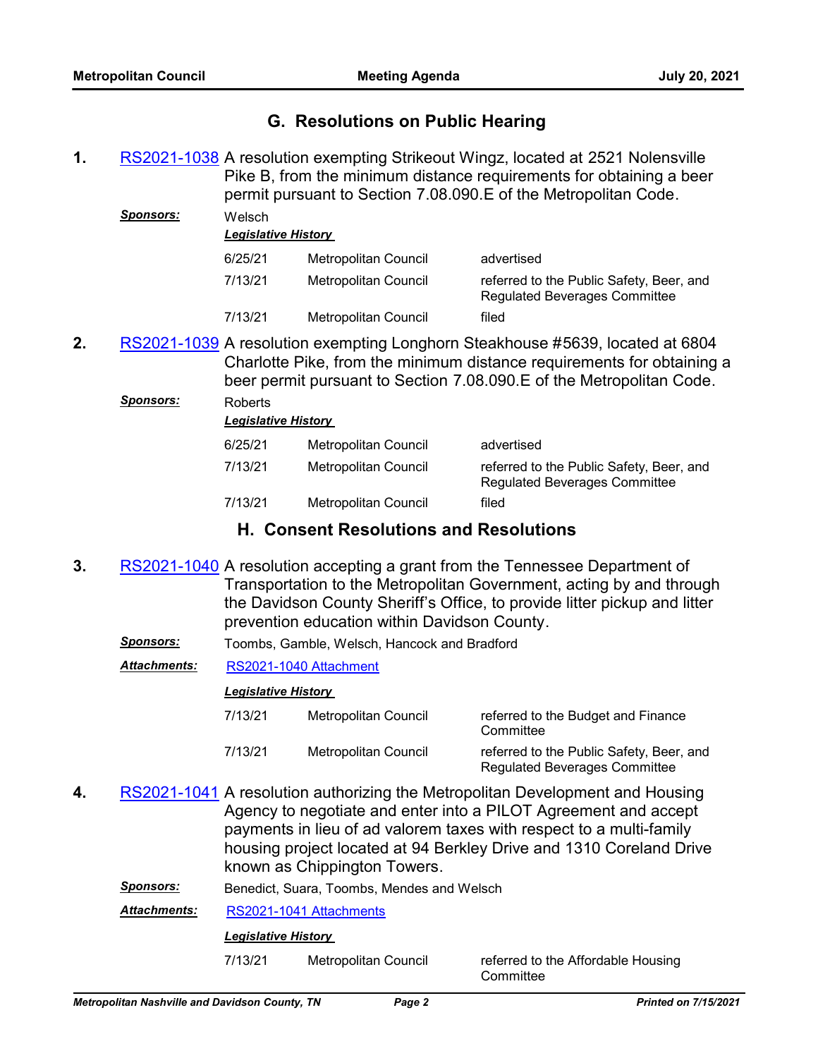## G. Resolutions on Public Hearing

**1.** RS2021-1038 A resolution exempting Strikeout Wingz, located at 2521 Nolensville Pike B, from the minimum distance requirements for obtaining a beer permit pursuant to Section 7.08.090.E of the Metropolitan Code.

***Sponsors:*** Welsch

***Legislative History***

| | | |
|---|---|---|
| 6/25/21 | Metropolitan Council | advertised |
| 7/13/21 | Metropolitan Council | referred to the Public Safety, Beer, and Regulated Beverages Committee |
| 7/13/21 | Metropolitan Council | filed |

**2.** RS2021-1039 A resolution exempting Longhorn Steakhouse #5639, located at 6804 Charlotte Pike, from the minimum distance requirements for obtaining a beer permit pursuant to Section 7.08.090.E of the Metropolitan Code.

***Sponsors:*** Roberts

***Legislative History***

| | | |
|---|---|---|
| 6/25/21 | Metropolitan Council | advertised |
| 7/13/21 | Metropolitan Council | referred to the Public Safety, Beer, and Regulated Beverages Committee |
| 7/13/21 | Metropolitan Council | filed |

## H. Consent Resolutions and Resolutions

**3.** RS2021-1040 A resolution accepting a grant from the Tennessee Department of Transportation to the Metropolitan Government, acting by and through the Davidson County Sheriff's Office, to provide litter pickup and litter prevention education within Davidson County.

***Sponsors:*** Toombs, Gamble, Welsch, Hancock and Bradford

***Attachments:*** RS2021-1040 Attachment

***Legislative History***

| | | |
|---|---|---|
| 7/13/21 | Metropolitan Council | referred to the Budget and Finance Committee |
| 7/13/21 | Metropolitan Council | referred to the Public Safety, Beer, and Regulated Beverages Committee |

**4.** RS2021-1041 A resolution authorizing the Metropolitan Development and Housing Agency to negotiate and enter into a PILOT Agreement and accept payments in lieu of ad valorem taxes with respect to a multi-family housing project located at 94 Berkley Drive and 1310 Coreland Drive known as Chippington Towers.

***Sponsors:*** Benedict, Suara, Toombs, Mendes and Welsch

***Attachments:*** RS2021-1041 Attachments

***Legislative History***

| | | |
|---|---|---|
| 7/13/21 | Metropolitan Council | referred to the Affordable Housing Committee |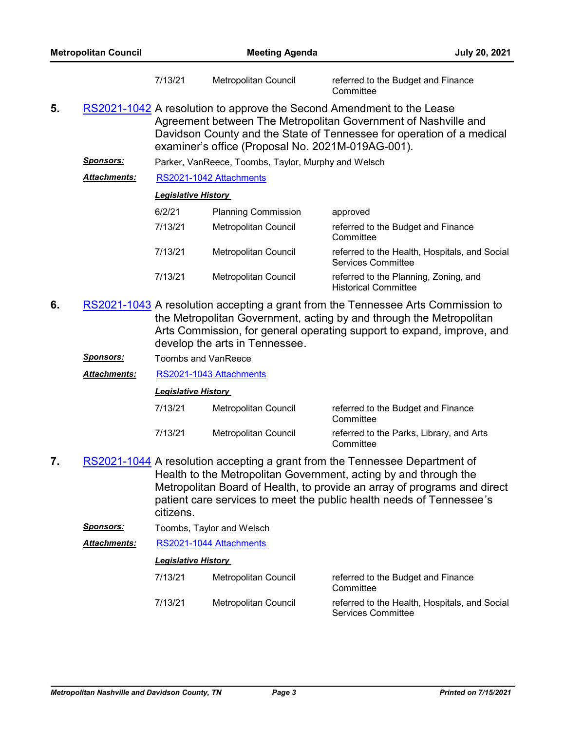| | | |
|---|---|---|
| 7/13/21 | Metropolitan Council | referred to the Budget and Finance Committee |

**5.** RS2021-1042 A resolution to approve the Second Amendment to the Lease Agreement between The Metropolitan Government of Nashville and Davidson County and the State of Tennessee for operation of a medical examiner's office (Proposal No. 2021M-019AG-001).

***Sponsors:*** Parker, VanReece, Toombs, Taylor, Murphy and Welsch

***Attachments:*** RS2021-1042 Attachments

***Legislative History***

| | | |
|---|---|---|
| 6/2/21 | Planning Commission | approved |
| 7/13/21 | Metropolitan Council | referred to the Budget and Finance Committee |
| 7/13/21 | Metropolitan Council | referred to the Health, Hospitals, and Social Services Committee |
| 7/13/21 | Metropolitan Council | referred to the Planning, Zoning, and Historical Committee |

**6.** RS2021-1043 A resolution accepting a grant from the Tennessee Arts Commission to the Metropolitan Government, acting by and through the Metropolitan Arts Commission, for general operating support to expand, improve, and develop the arts in Tennessee.

***Sponsors:*** Toombs and VanReece

***Attachments:*** RS2021-1043 Attachments

***Legislative History***

| | | |
|---|---|---|
| 7/13/21 | Metropolitan Council | referred to the Budget and Finance Committee |
| 7/13/21 | Metropolitan Council | referred to the Parks, Library, and Arts Committee |

**7.** RS2021-1044 A resolution accepting a grant from the Tennessee Department of Health to the Metropolitan Government, acting by and through the Metropolitan Board of Health, to provide an array of programs and direct patient care services to meet the public health needs of Tennessee's citizens.

***Sponsors:*** Toombs, Taylor and Welsch

***Attachments:*** RS2021-1044 Attachments

***Legislative History***

| | | |
|---|---|---|
| 7/13/21 | Metropolitan Council | referred to the Budget and Finance Committee |
| 7/13/21 | Metropolitan Council | referred to the Health, Hospitals, and Social Services Committee |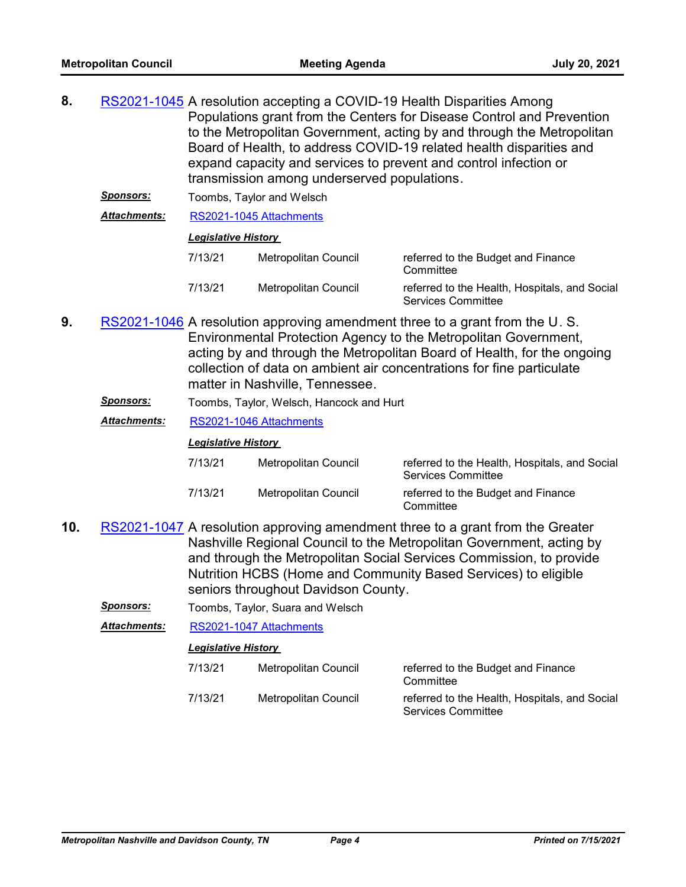**8.** RS2021-1045 A resolution accepting a COVID-19 Health Disparities Among Populations grant from the Centers for Disease Control and Prevention to the Metropolitan Government, acting by and through the Metropolitan Board of Health, to address COVID-19 related health disparities and expand capacity and services to prevent and control infection or transmission among underserved populations.

***Sponsors:*** Toombs, Taylor and Welsch

***Attachments:*** RS2021-1045 Attachments

***Legislative History***

| | | |
|---|---|---|
| 7/13/21 | Metropolitan Council | referred to the Budget and Finance Committee |
| 7/13/21 | Metropolitan Council | referred to the Health, Hospitals, and Social Services Committee |

**9.** RS2021-1046 A resolution approving amendment three to a grant from the U. S. Environmental Protection Agency to the Metropolitan Government, acting by and through the Metropolitan Board of Health, for the ongoing collection of data on ambient air concentrations for fine particulate matter in Nashville, Tennessee.

***Sponsors:*** Toombs, Taylor, Welsch, Hancock and Hurt

***Attachments:*** RS2021-1046 Attachments

***Legislative History***

| | | |
|---|---|---|
| 7/13/21 | Metropolitan Council | referred to the Health, Hospitals, and Social Services Committee |
| 7/13/21 | Metropolitan Council | referred to the Budget and Finance Committee |

**10.** RS2021-1047 A resolution approving amendment three to a grant from the Greater Nashville Regional Council to the Metropolitan Government, acting by and through the Metropolitan Social Services Commission, to provide Nutrition HCBS (Home and Community Based Services) to eligible seniors throughout Davidson County.

***Sponsors:*** Toombs, Taylor, Suara and Welsch

***Attachments:*** RS2021-1047 Attachments

***Legislative History***

| | | |
|---|---|---|
| 7/13/21 | Metropolitan Council | referred to the Budget and Finance Committee |
| 7/13/21 | Metropolitan Council | referred to the Health, Hospitals, and Social Services Committee |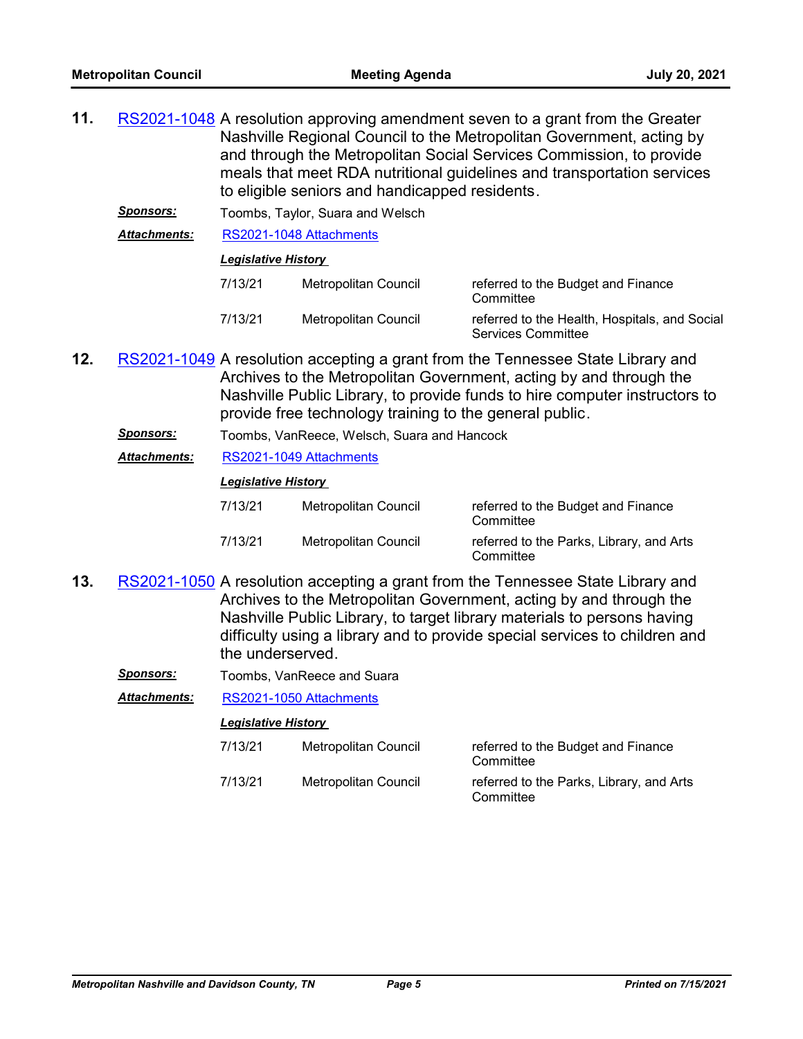**11.** RS2021-1048 A resolution approving amendment seven to a grant from the Greater Nashville Regional Council to the Metropolitan Government, acting by and through the Metropolitan Social Services Commission, to provide meals that meet RDA nutritional guidelines and transportation services to eligible seniors and handicapped residents.

***Sponsors:*** Toombs, Taylor, Suara and Welsch

***Attachments:*** RS2021-1048 Attachments

***Legislative History***

| | | |
|---|---|---|
| 7/13/21 | Metropolitan Council | referred to the Budget and Finance Committee |
| 7/13/21 | Metropolitan Council | referred to the Health, Hospitals, and Social Services Committee |

**12.** RS2021-1049 A resolution accepting a grant from the Tennessee State Library and Archives to the Metropolitan Government, acting by and through the Nashville Public Library, to provide funds to hire computer instructors to provide free technology training to the general public.

***Sponsors:*** Toombs, VanReece, Welsch, Suara and Hancock

***Attachments:*** RS2021-1049 Attachments

***Legislative History***

| | | |
|---|---|---|
| 7/13/21 | Metropolitan Council | referred to the Budget and Finance Committee |
| 7/13/21 | Metropolitan Council | referred to the Parks, Library, and Arts Committee |

**13.** RS2021-1050 A resolution accepting a grant from the Tennessee State Library and Archives to the Metropolitan Government, acting by and through the Nashville Public Library, to target library materials to persons having difficulty using a library and to provide special services to children and the underserved.

***Sponsors:*** Toombs, VanReece and Suara

***Attachments:*** RS2021-1050 Attachments

***Legislative History***

| | | |
|---|---|---|
| 7/13/21 | Metropolitan Council | referred to the Budget and Finance Committee |
| 7/13/21 | Metropolitan Council | referred to the Parks, Library, and Arts Committee |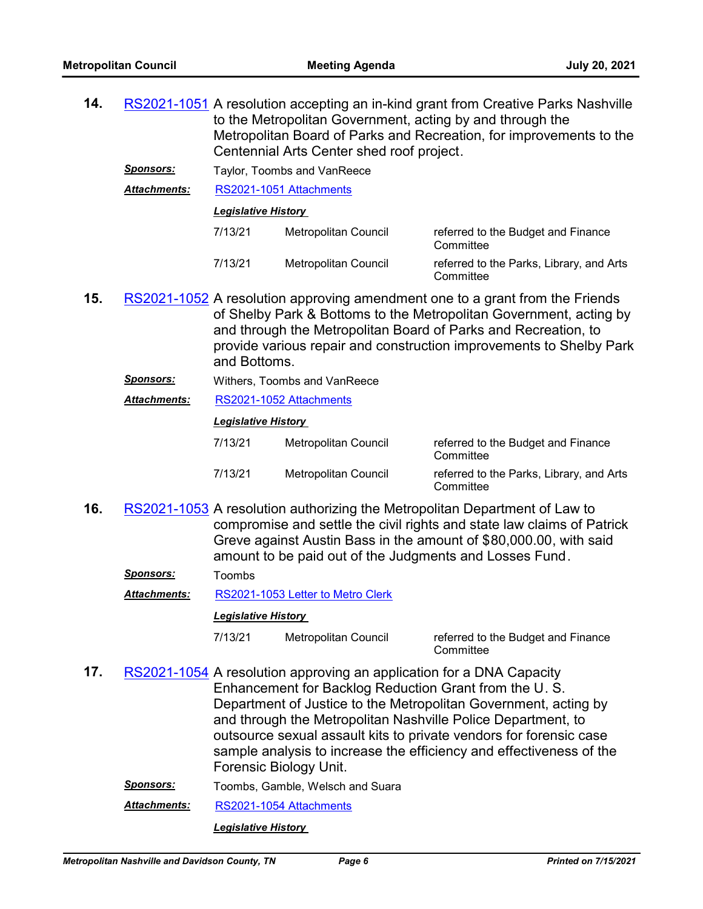**14.** RS2021-1051 A resolution accepting an in-kind grant from Creative Parks Nashville to the Metropolitan Government, acting by and through the Metropolitan Board of Parks and Recreation, for improvements to the Centennial Arts Center shed roof project.

***Sponsors:*** Taylor, Toombs and VanReece

***Attachments:*** RS2021-1051 Attachments

***Legislative History***

| | | |
|---|---|---|
| 7/13/21 | Metropolitan Council | referred to the Budget and Finance Committee |
| 7/13/21 | Metropolitan Council | referred to the Parks, Library, and Arts Committee |

**15.** RS2021-1052 A resolution approving amendment one to a grant from the Friends of Shelby Park & Bottoms to the Metropolitan Government, acting by and through the Metropolitan Board of Parks and Recreation, to provide various repair and construction improvements to Shelby Park and Bottoms.

***Sponsors:*** Withers, Toombs and VanReece

***Attachments:*** RS2021-1052 Attachments

***Legislative History***

| | | |
|---|---|---|
| 7/13/21 | Metropolitan Council | referred to the Budget and Finance Committee |
| 7/13/21 | Metropolitan Council | referred to the Parks, Library, and Arts Committee |

**16.** RS2021-1053 A resolution authorizing the Metropolitan Department of Law to compromise and settle the civil rights and state law claims of Patrick Greve against Austin Bass in the amount of $80,000.00, with said amount to be paid out of the Judgments and Losses Fund.

***Sponsors:*** Toombs

***Attachments:*** RS2021-1053 Letter to Metro Clerk

***Legislative History***

| | | |
|---|---|---|
| 7/13/21 | Metropolitan Council | referred to the Budget and Finance Committee |

**17.** RS2021-1054 A resolution approving an application for a DNA Capacity Enhancement for Backlog Reduction Grant from the U. S. Department of Justice to the Metropolitan Government, acting by and through the Metropolitan Nashville Police Department, to outsource sexual assault kits to private vendors for forensic case sample analysis to increase the efficiency and effectiveness of the Forensic Biology Unit.

***Sponsors:*** Toombs, Gamble, Welsch and Suara

***Attachments:*** RS2021-1054 Attachments

***Legislative History***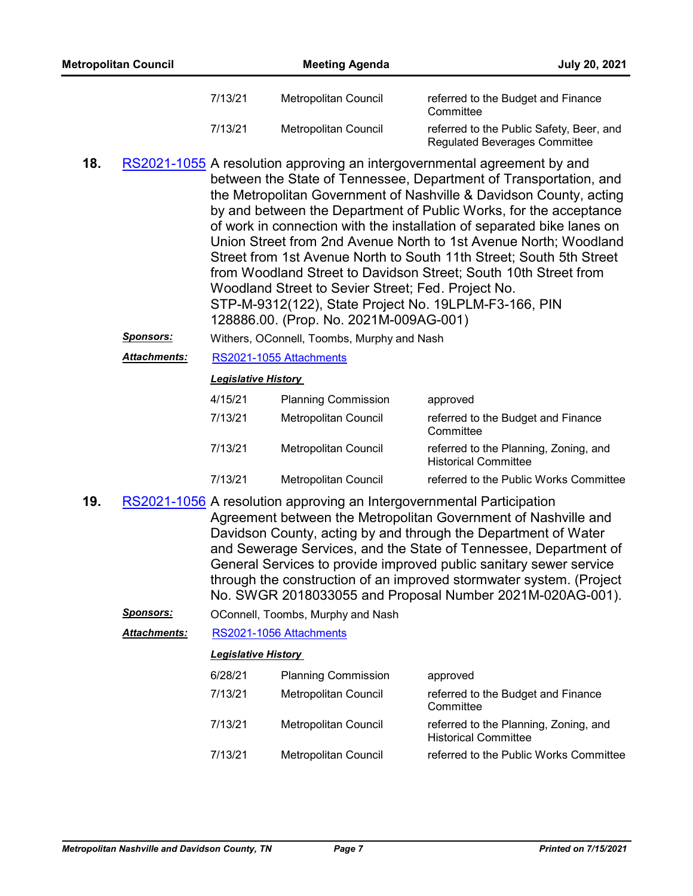| | | |
|---|---|---|
| 7/13/21 | Metropolitan Council | referred to the Budget and Finance Committee |
| 7/13/21 | Metropolitan Council | referred to the Public Safety, Beer, and Regulated Beverages Committee |

**18.** [RS2021-1055](RS2021-1055) A resolution approving an intergovernmental agreement by and between the State of Tennessee, Department of Transportation, and the Metropolitan Government of Nashville & Davidson County, acting by and between the Department of Public Works, for the acceptance of work in connection with the installation of separated bike lanes on Union Street from 2nd Avenue North to 1st Avenue North; Woodland Street from 1st Avenue North to South 11th Street; South 5th Street from Woodland Street to Davidson Street; South 10th Street from Woodland Street to Sevier Street; Fed. Project No. STP-M-9312(122), State Project No. 19LPLM-F3-166, PIN 128886.00. (Prop. No. 2021M-009AG-001)

***Sponsors:*** Withers, OConnell, Toombs, Murphy and Nash

***Attachments:*** RS2021-1055 Attachments

***Legislative History***

| | | |
|---|---|---|
| 4/15/21 | Planning Commission | approved |
| 7/13/21 | Metropolitan Council | referred to the Budget and Finance Committee |
| 7/13/21 | Metropolitan Council | referred to the Planning, Zoning, and Historical Committee |
| 7/13/21 | Metropolitan Council | referred to the Public Works Committee |

**19.** [RS2021-1056](RS2021-1056) A resolution approving an Intergovernmental Participation Agreement between the Metropolitan Government of Nashville and Davidson County, acting by and through the Department of Water and Sewerage Services, and the State of Tennessee, Department of General Services to provide improved public sanitary sewer service through the construction of an improved stormwater system. (Project No. SWGR 2018033055 and Proposal Number 2021M-020AG-001).

***Sponsors:*** OConnell, Toombs, Murphy and Nash

***Attachments:*** RS2021-1056 Attachments

***Legislative History***

| | | |
|---|---|---|
| 6/28/21 | Planning Commission | approved |
| 7/13/21 | Metropolitan Council | referred to the Budget and Finance Committee |
| 7/13/21 | Metropolitan Council | referred to the Planning, Zoning, and Historical Committee |
| 7/13/21 | Metropolitan Council | referred to the Public Works Committee |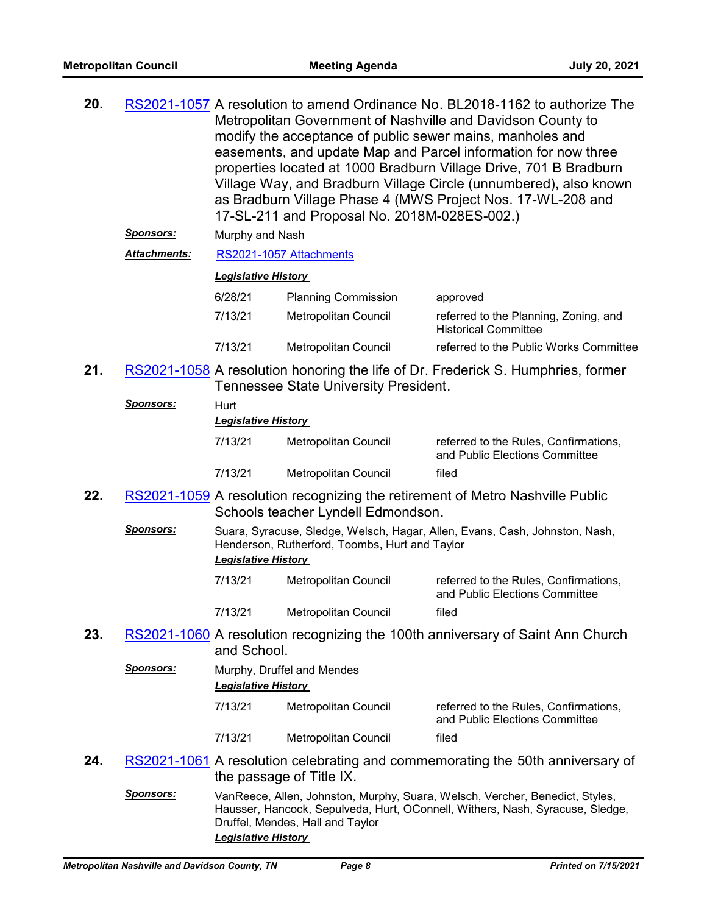**20.** RS2021-1057 A resolution to amend Ordinance No. BL2018-1162 to authorize The Metropolitan Government of Nashville and Davidson County to modify the acceptance of public sewer mains, manholes and easements, and update Map and Parcel information for now three properties located at 1000 Bradburn Village Drive, 701 B Bradburn Village Way, and Bradburn Village Circle (unnumbered), also known as Bradburn Village Phase 4 (MWS Project Nos. 17-WL-208 and 17-SL-211 and Proposal No. 2018M-028ES-002.)

***Sponsors:*** Murphy and Nash

***Attachments:*** RS2021-1057 Attachments

***Legislative History***

| | | |
|---|---|---|
| 6/28/21 | Planning Commission | approved |
| 7/13/21 | Metropolitan Council | referred to the Planning, Zoning, and Historical Committee |
| 7/13/21 | Metropolitan Council | referred to the Public Works Committee |

**21.** RS2021-1058 A resolution honoring the life of Dr. Frederick S. Humphries, former Tennessee State University President.

***Sponsors:*** Hurt

***Legislative History***

| | | |
|---|---|---|
| 7/13/21 | Metropolitan Council | referred to the Rules, Confirmations, and Public Elections Committee |
| 7/13/21 | Metropolitan Council | filed |

**22.** RS2021-1059 A resolution recognizing the retirement of Metro Nashville Public Schools teacher Lyndell Edmondson.

***Sponsors:*** Suara, Syracuse, Sledge, Welsch, Hagar, Allen, Evans, Cash, Johnston, Nash, Henderson, Rutherford, Toombs, Hurt and Taylor

***Legislative History***

| | | |
|---|---|---|
| 7/13/21 | Metropolitan Council | referred to the Rules, Confirmations, and Public Elections Committee |
| 7/13/21 | Metropolitan Council | filed |

**23.** RS2021-1060 A resolution recognizing the 100th anniversary of Saint Ann Church and School.

***Sponsors:*** Murphy, Druffel and Mendes

***Legislative History***

| | | |
|---|---|---|
| 7/13/21 | Metropolitan Council | referred to the Rules, Confirmations, and Public Elections Committee |
| 7/13/21 | Metropolitan Council | filed |

**24.** RS2021-1061 A resolution celebrating and commemorating the 50th anniversary of the passage of Title IX.

***Sponsors:*** VanReece, Allen, Johnston, Murphy, Suara, Welsch, Vercher, Benedict, Styles, Hausser, Hancock, Sepulveda, Hurt, OConnell, Withers, Nash, Syracuse, Sledge, Druffel, Mendes, Hall and Taylor

***Legislative History***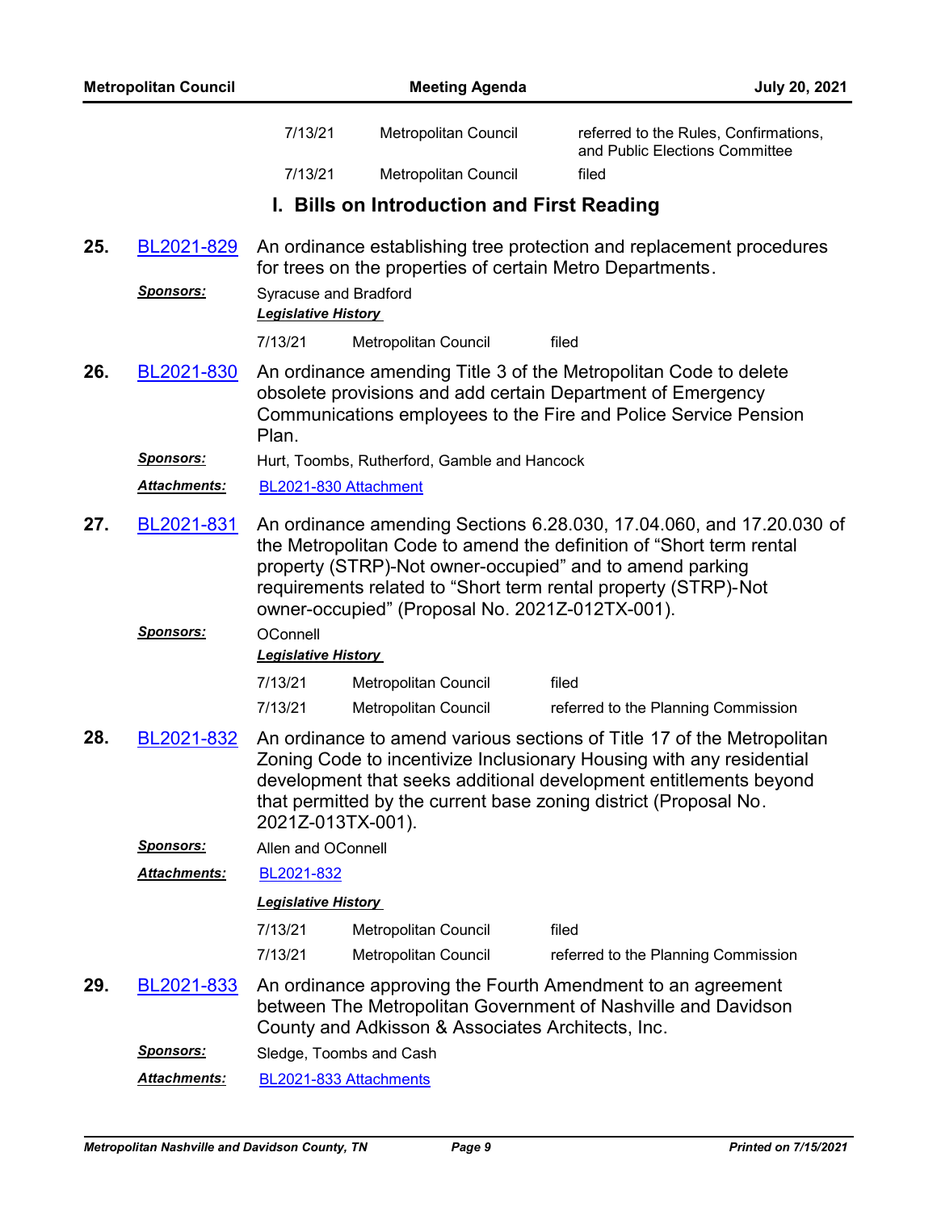| | | |
|---|---|---|
| 7/13/21 | Metropolitan Council | referred to the Rules, Confirmations, and Public Elections Committee |
| 7/13/21 | Metropolitan Council | filed |

## I. Bills on Introduction and First Reading

**25.** BL2021-829 An ordinance establishing tree protection and replacement procedures for trees on the properties of certain Metro Departments.

***Sponsors:*** Syracuse and Bradford

***Legislative History***

| | | |
|---|---|---|
| 7/13/21 | Metropolitan Council | filed |

**26.** BL2021-830 An ordinance amending Title 3 of the Metropolitan Code to delete obsolete provisions and add certain Department of Emergency Communications employees to the Fire and Police Service Pension Plan.

***Sponsors:*** Hurt, Toombs, Rutherford, Gamble and Hancock

***Attachments:*** BL2021-830 Attachment

**27.** BL2021-831 An ordinance amending Sections 6.28.030, 17.04.060, and 17.20.030 of the Metropolitan Code to amend the definition of "Short term rental property (STRP)-Not owner-occupied" and to amend parking requirements related to "Short term rental property (STRP)-Not owner-occupied" (Proposal No. 2021Z-012TX-001).

***Sponsors:*** OConnell

***Legislative History***

| | | |
|---|---|---|
| 7/13/21 | Metropolitan Council | filed |
| 7/13/21 | Metropolitan Council | referred to the Planning Commission |

**28.** BL2021-832 An ordinance to amend various sections of Title 17 of the Metropolitan Zoning Code to incentivize Inclusionary Housing with any residential development that seeks additional development entitlements beyond that permitted by the current base zoning district (Proposal No. 2021Z-013TX-001).

***Sponsors:*** Allen and OConnell

***Attachments:*** BL2021-832

***Legislative History***

| | | |
|---|---|---|
| 7/13/21 | Metropolitan Council | filed |
| 7/13/21 | Metropolitan Council | referred to the Planning Commission |

**29.** BL2021-833 An ordinance approving the Fourth Amendment to an agreement between The Metropolitan Government of Nashville and Davidson County and Adkisson & Associates Architects, Inc.

***Sponsors:*** Sledge, Toombs and Cash

***Attachments:*** BL2021-833 Attachments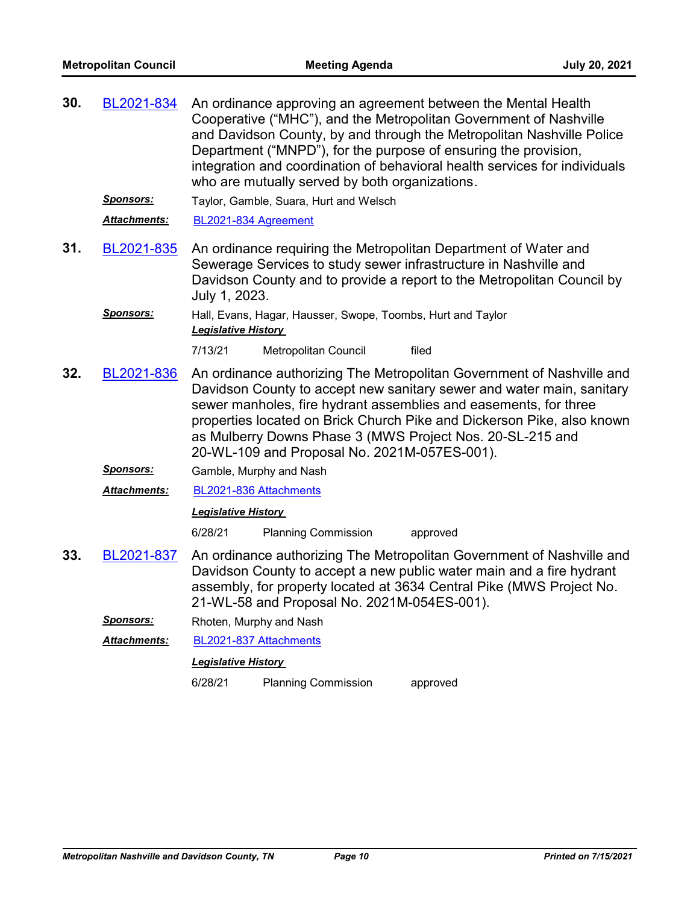**30.** BL2021-834 An ordinance approving an agreement between the Mental Health Cooperative ("MHC"), and the Metropolitan Government of Nashville and Davidson County, by and through the Metropolitan Nashville Police Department ("MNPD"), for the purpose of ensuring the provision, integration and coordination of behavioral health services for individuals who are mutually served by both organizations.

***Sponsors:*** Taylor, Gamble, Suara, Hurt and Welsch

***Attachments:*** BL2021-834 Agreement

**31.** BL2021-835 An ordinance requiring the Metropolitan Department of Water and Sewerage Services to study sewer infrastructure in Nashville and Davidson County and to provide a report to the Metropolitan Council by July 1, 2023.

***Sponsors:*** Hall, Evans, Hagar, Hausser, Swope, Toombs, Hurt and Taylor

***Legislative History***

| | | |
|---|---|---|
| 7/13/21 | Metropolitan Council | filed |

**32.** BL2021-836 An ordinance authorizing The Metropolitan Government of Nashville and Davidson County to accept new sanitary sewer and water main, sanitary sewer manholes, fire hydrant assemblies and easements, for three properties located on Brick Church Pike and Dickerson Pike, also known as Mulberry Downs Phase 3 (MWS Project Nos. 20-SL-215 and 20-WL-109 and Proposal No. 2021M-057ES-001).

***Sponsors:*** Gamble, Murphy and Nash

***Attachments:*** BL2021-836 Attachments

***Legislative History***

| | | |
|---|---|---|
| 6/28/21 | Planning Commission | approved |

**33.** BL2021-837 An ordinance authorizing The Metropolitan Government of Nashville and Davidson County to accept a new public water main and a fire hydrant assembly, for property located at 3634 Central Pike (MWS Project No. 21-WL-58 and Proposal No. 2021M-054ES-001).

***Sponsors:*** Rhoten, Murphy and Nash

***Attachments:*** BL2021-837 Attachments

***Legislative History***

| | | |
|---|---|---|
| 6/28/21 | Planning Commission | approved |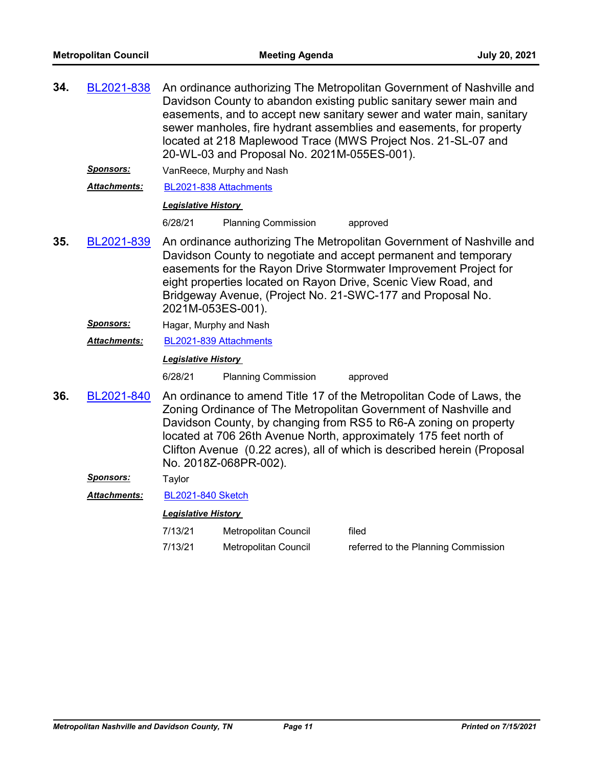**34.** [BL2021-838] An ordinance authorizing The Metropolitan Government of Nashville and Davidson County to abandon existing public sanitary sewer main and easements, and to accept new sanitary sewer and water main, sanitary sewer manholes, fire hydrant assemblies and easements, for property located at 218 Maplewood Trace (MWS Project Nos. 21-SL-07 and 20-WL-03 and Proposal No. 2021M-055ES-001).

***Sponsors:*** VanReece, Murphy and Nash

***Attachments:*** [BL2021-838 Attachments]

***Legislative History***

| | | |
|---|---|---|
| 6/28/21 | Planning Commission | approved |

**35.** [BL2021-839] An ordinance authorizing The Metropolitan Government of Nashville and Davidson County to negotiate and accept permanent and temporary easements for the Rayon Drive Stormwater Improvement Project for eight properties located on Rayon Drive, Scenic View Road, and Bridgeway Avenue, (Project No. 21-SWC-177 and Proposal No. 2021M-053ES-001).

***Sponsors:*** Hagar, Murphy and Nash

***Attachments:*** [BL2021-839 Attachments]

***Legislative History***

| | | |
|---|---|---|
| 6/28/21 | Planning Commission | approved |

**36.** [BL2021-840] An ordinance to amend Title 17 of the Metropolitan Code of Laws, the Zoning Ordinance of The Metropolitan Government of Nashville and Davidson County, by changing from RS5 to R6-A zoning on property located at 706 26th Avenue North, approximately 175 feet north of Clifton Avenue (0.22 acres), all of which is described herein (Proposal No. 2018Z-068PR-002).

***Sponsors:*** Taylor

***Attachments:*** [BL2021-840 Sketch]

***Legislative History***

| | | |
|---|---|---|
| 7/13/21 | Metropolitan Council | filed |
| 7/13/21 | Metropolitan Council | referred to the Planning Commission |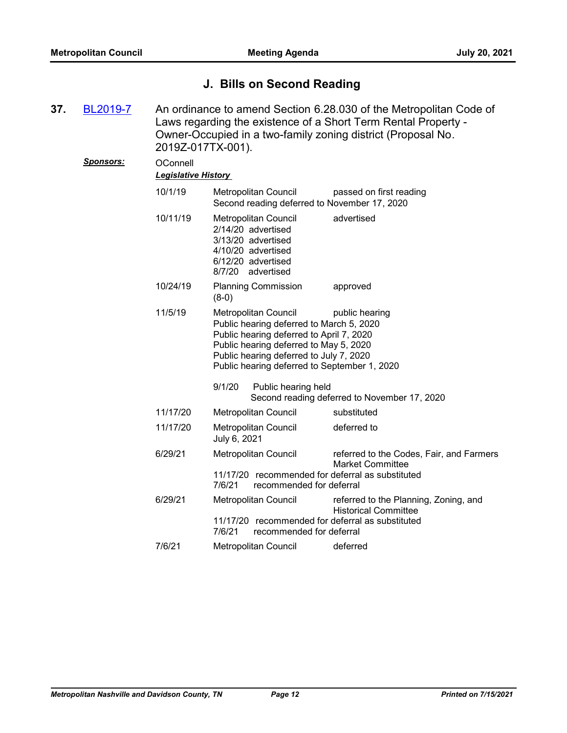## J. Bills on Second Reading

**37.** BL2019-7 — An ordinance to amend Section 6.28.030 of the Metropolitan Code of Laws regarding the existence of a Short Term Rental Property - Owner-Occupied in a two-family zoning district (Proposal No. 2019Z-017TX-001).

***Sponsors:*** OConnell

***Legislative History***

| Date | Body | Action |
|---|---|---|
| 10/1/19 | Metropolitan Council<br>Second reading deferred to November 17, 2020 | passed on first reading |
| 10/11/19 | Metropolitan Council<br>2/14/20 advertised<br>3/13/20 advertised<br>4/10/20 advertised<br>6/12/20 advertised<br>8/7/20 advertised | advertised |
| 10/24/19 | Planning Commission<br>(8-0) | approved |
| 11/5/19 | Metropolitan Council<br>Public hearing deferred to March 5, 2020<br>Public hearing deferred to April 7, 2020<br>Public hearing deferred to May 5, 2020<br>Public hearing deferred to July 7, 2020<br>Public hearing deferred to September 1, 2020<br><br>9/1/20 Public hearing held<br>Second reading deferred to November 17, 2020 | public hearing |
| 11/17/20 | Metropolitan Council | substituted |
| 11/17/20 | Metropolitan Council<br>July 6, 2021 | deferred to |
| 6/29/21 | Metropolitan Council<br>11/17/20 recommended for deferral as substituted<br>7/6/21 recommended for deferral | referred to the Codes, Fair, and Farmers Market Committee |
| 6/29/21 | Metropolitan Council<br>11/17/20 recommended for deferral as substituted<br>7/6/21 recommended for deferral | referred to the Planning, Zoning, and Historical Committee |
| 7/6/21 | Metropolitan Council | deferred |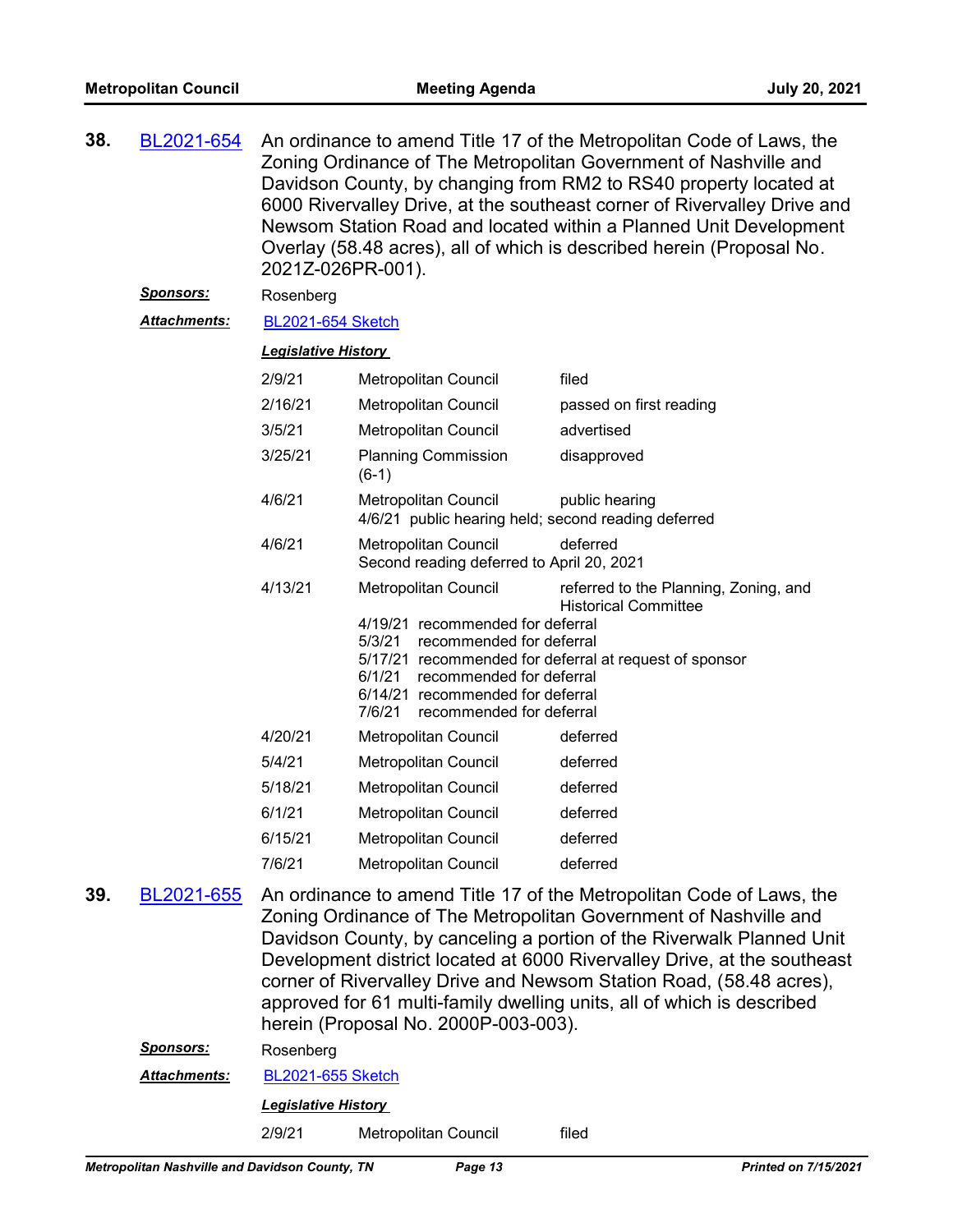**38.** BL2021-654 An ordinance to amend Title 17 of the Metropolitan Code of Laws, the Zoning Ordinance of The Metropolitan Government of Nashville and Davidson County, by changing from RM2 to RS40 property located at 6000 Rivervalley Drive, at the southeast corner of Rivervalley Drive and Newsom Station Road and located within a Planned Unit Development Overlay (58.48 acres), all of which is described herein (Proposal No. 2021Z-026PR-001).

***Sponsors:*** Rosenberg

***Attachments:*** BL2021-654 Sketch

***Legislative History***

| | | |
|---|---|---|
| 2/9/21 | Metropolitan Council | filed |
| 2/16/21 | Metropolitan Council | passed on first reading |
| 3/5/21 | Metropolitan Council | advertised |
| 3/25/21 | Planning Commission (6-1) | disapproved |
| 4/6/21 | Metropolitan Council | public hearing |
| | 4/6/21 public hearing held; second reading deferred | |
| 4/6/21 | Metropolitan Council | deferred |
| | Second reading deferred to April 20, 2021 | |
| 4/13/21 | Metropolitan Council | referred to the Planning, Zoning, and Historical Committee |
| | 4/19/21 recommended for deferral<br>5/3/21 recommended for deferral<br>5/17/21 recommended for deferral at request of sponsor<br>6/1/21 recommended for deferral<br>6/14/21 recommended for deferral<br>7/6/21 recommended for deferral | |
| 4/20/21 | Metropolitan Council | deferred |
| 5/4/21 | Metropolitan Council | deferred |
| 5/18/21 | Metropolitan Council | deferred |
| 6/1/21 | Metropolitan Council | deferred |
| 6/15/21 | Metropolitan Council | deferred |
| 7/6/21 | Metropolitan Council | deferred |

**39.** BL2021-655 An ordinance to amend Title 17 of the Metropolitan Code of Laws, the Zoning Ordinance of The Metropolitan Government of Nashville and Davidson County, by canceling a portion of the Riverwalk Planned Unit Development district located at 6000 Rivervalley Drive, at the southeast corner of Rivervalley Drive and Newsom Station Road, (58.48 acres), approved for 61 multi-family dwelling units, all of which is described herein (Proposal No. 2000P-003-003).

***Sponsors:*** Rosenberg

***Attachments:*** BL2021-655 Sketch

***Legislative History***

| | | |
|---|---|---|
| 2/9/21 | Metropolitan Council | filed |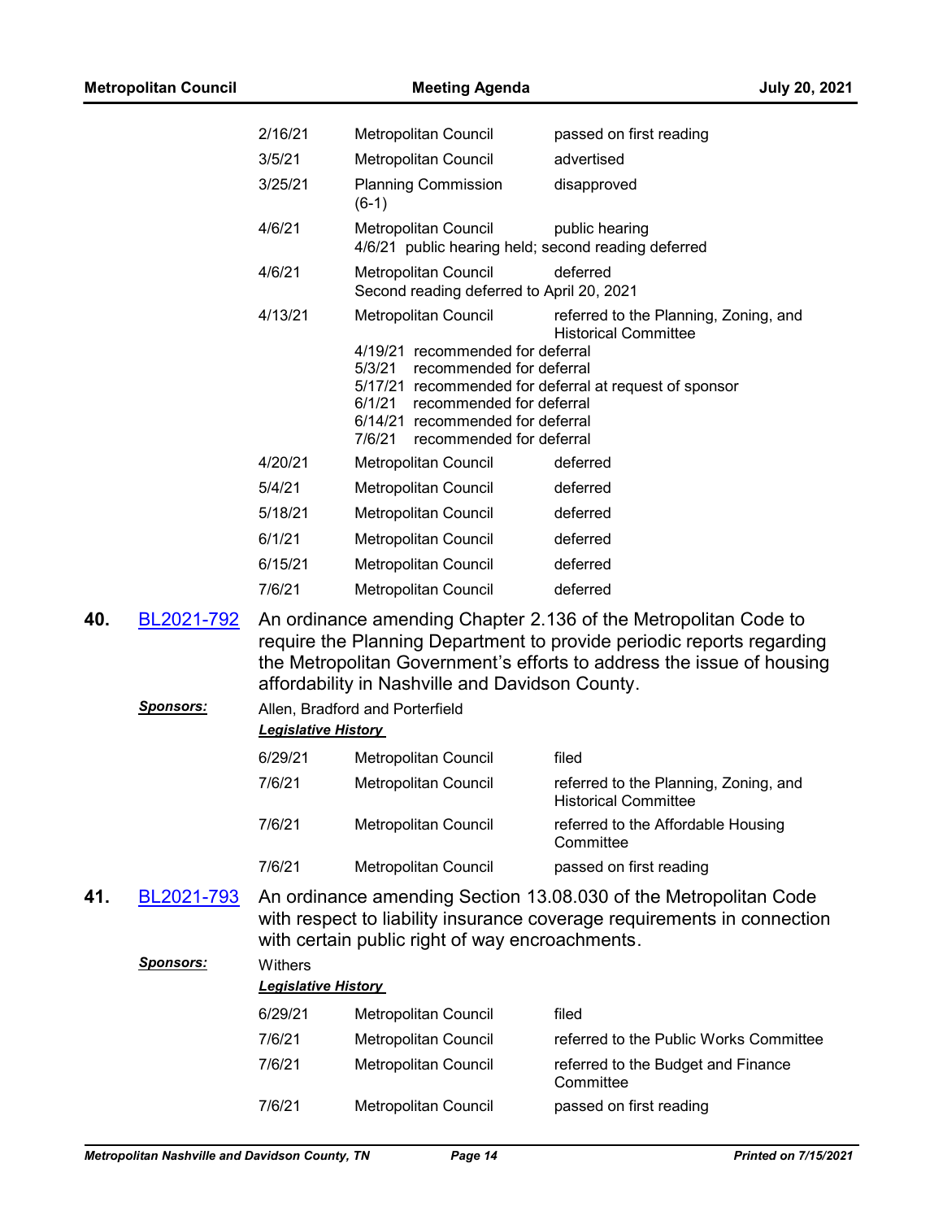| | | |
|---|---|---|
| 2/16/21 | Metropolitan Council | passed on first reading |
| 3/5/21 | Metropolitan Council | advertised |
| 3/25/21 | Planning Commission (6-1) | disapproved |
| 4/6/21 | Metropolitan Council<br>4/6/21 public hearing held; second reading deferred | public hearing |
| 4/6/21 | Metropolitan Council<br>Second reading deferred to April 20, 2021 | deferred |
| 4/13/21 | Metropolitan Council<br>4/19/21 recommended for deferral<br>5/3/21 recommended for deferral<br>5/17/21 recommended for deferral at request of sponsor<br>6/1/21 recommended for deferral<br>6/14/21 recommended for deferral<br>7/6/21 recommended for deferral | referred to the Planning, Zoning, and Historical Committee |
| 4/20/21 | Metropolitan Council | deferred |
| 5/4/21 | Metropolitan Council | deferred |
| 5/18/21 | Metropolitan Council | deferred |
| 6/1/21 | Metropolitan Council | deferred |
| 6/15/21 | Metropolitan Council | deferred |
| 7/6/21 | Metropolitan Council | deferred |

**40. BL2021-792** An ordinance amending Chapter 2.136 of the Metropolitan Code to require the Planning Department to provide periodic reports regarding the Metropolitan Government's efforts to address the issue of housing affordability in Nashville and Davidson County.

***Sponsors:*** Allen, Bradford and Porterfield

***Legislative History***

| | | |
|---|---|---|
| 6/29/21 | Metropolitan Council | filed |
| 7/6/21 | Metropolitan Council | referred to the Planning, Zoning, and Historical Committee |
| 7/6/21 | Metropolitan Council | referred to the Affordable Housing Committee |
| 7/6/21 | Metropolitan Council | passed on first reading |

**41. BL2021-793** An ordinance amending Section 13.08.030 of the Metropolitan Code with respect to liability insurance coverage requirements in connection with certain public right of way encroachments.

***Sponsors:*** Withers

***Legislative History***

| | | |
|---|---|---|
| 6/29/21 | Metropolitan Council | filed |
| 7/6/21 | Metropolitan Council | referred to the Public Works Committee |
| 7/6/21 | Metropolitan Council | referred to the Budget and Finance Committee |
| 7/6/21 | Metropolitan Council | passed on first reading |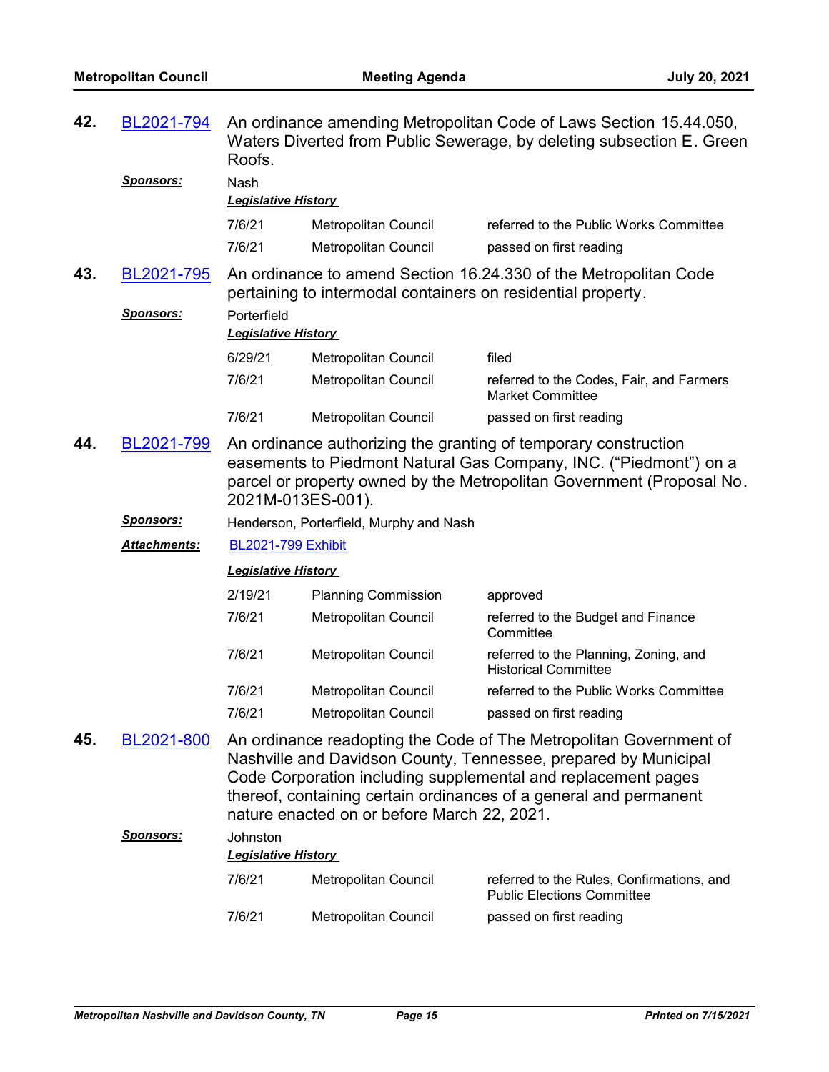**42.** BL2021-794 An ordinance amending Metropolitan Code of Laws Section 15.44.050, Waters Diverted from Public Sewerage, by deleting subsection E. Green Roofs.

***Sponsors:*** Nash

***Legislative History***

| | | |
|---|---|---|
| 7/6/21 | Metropolitan Council | referred to the Public Works Committee |
| 7/6/21 | Metropolitan Council | passed on first reading |

**43.** BL2021-795 An ordinance to amend Section 16.24.330 of the Metropolitan Code pertaining to intermodal containers on residential property.

***Sponsors:*** Porterfield

***Legislative History***

| | | |
|---|---|---|
| 6/29/21 | Metropolitan Council | filed |
| 7/6/21 | Metropolitan Council | referred to the Codes, Fair, and Farmers Market Committee |
| 7/6/21 | Metropolitan Council | passed on first reading |

**44.** BL2021-799 An ordinance authorizing the granting of temporary construction easements to Piedmont Natural Gas Company, INC. ("Piedmont") on a parcel or property owned by the Metropolitan Government (Proposal No. 2021M-013ES-001).

***Sponsors:*** Henderson, Porterfield, Murphy and Nash

***Attachments:*** BL2021-799 Exhibit

***Legislative History***

| | | |
|---|---|---|
| 2/19/21 | Planning Commission | approved |
| 7/6/21 | Metropolitan Council | referred to the Budget and Finance Committee |
| 7/6/21 | Metropolitan Council | referred to the Planning, Zoning, and Historical Committee |
| 7/6/21 | Metropolitan Council | referred to the Public Works Committee |
| 7/6/21 | Metropolitan Council | passed on first reading |

**45.** BL2021-800 An ordinance readopting the Code of The Metropolitan Government of Nashville and Davidson County, Tennessee, prepared by Municipal Code Corporation including supplemental and replacement pages thereof, containing certain ordinances of a general and permanent nature enacted on or before March 22, 2021.

***Sponsors:*** Johnston

***Legislative History***

| | | |
|---|---|---|
| 7/6/21 | Metropolitan Council | referred to the Rules, Confirmations, and Public Elections Committee |
| 7/6/21 | Metropolitan Council | passed on first reading |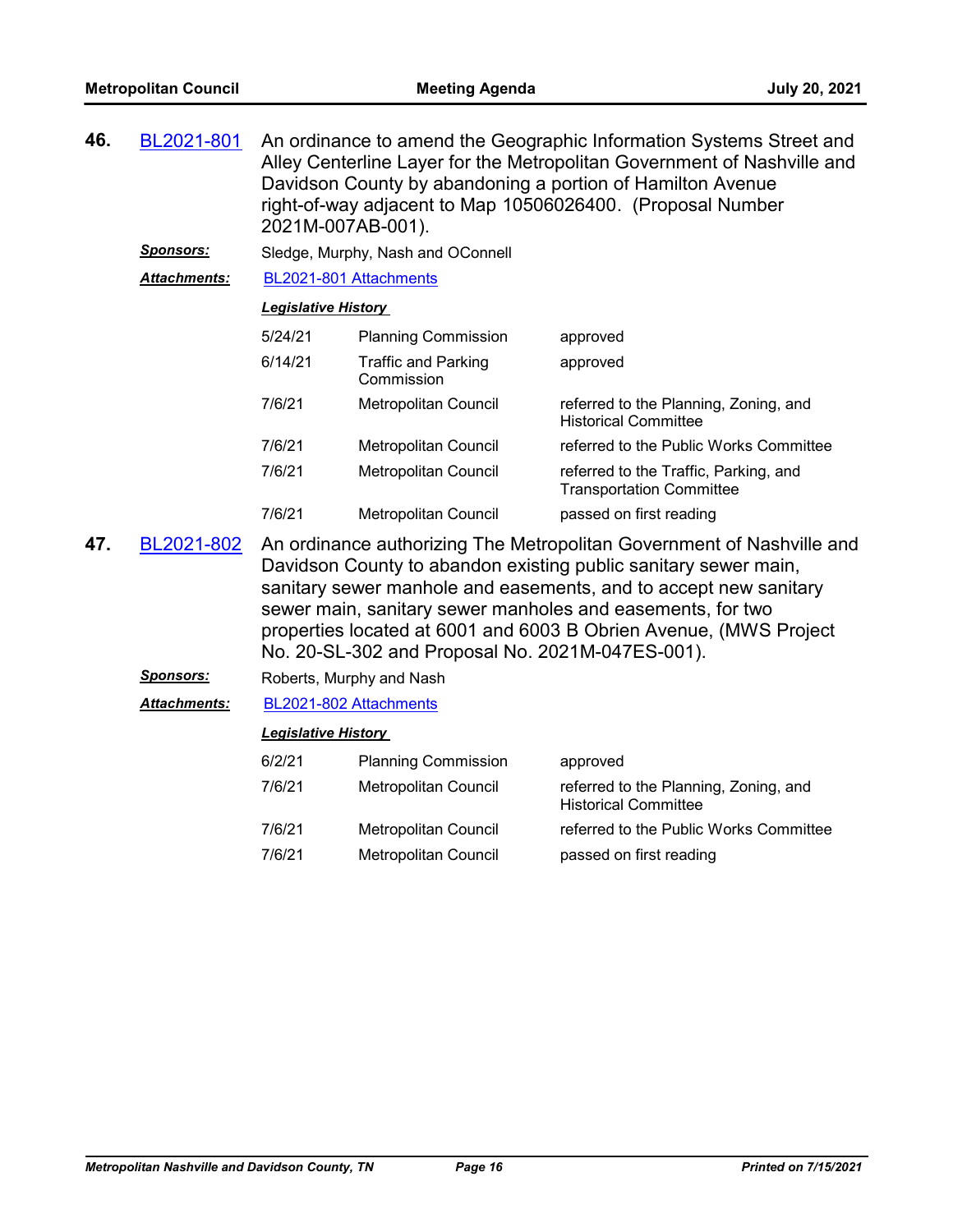**46.** BL2021-801 An ordinance to amend the Geographic Information Systems Street and Alley Centerline Layer for the Metropolitan Government of Nashville and Davidson County by abandoning a portion of Hamilton Avenue right-of-way adjacent to Map 10506026400. (Proposal Number 2021M-007AB-001).

***Sponsors:*** Sledge, Murphy, Nash and OConnell

***Attachments:*** BL2021-801 Attachments

***Legislative History***

| | | |
|---|---|---|
| 5/24/21 | Planning Commission | approved |
| 6/14/21 | Traffic and Parking Commission | approved |
| 7/6/21 | Metropolitan Council | referred to the Planning, Zoning, and Historical Committee |
| 7/6/21 | Metropolitan Council | referred to the Public Works Committee |
| 7/6/21 | Metropolitan Council | referred to the Traffic, Parking, and Transportation Committee |
| 7/6/21 | Metropolitan Council | passed on first reading |

**47.** BL2021-802 An ordinance authorizing The Metropolitan Government of Nashville and Davidson County to abandon existing public sanitary sewer main, sanitary sewer manhole and easements, and to accept new sanitary sewer main, sanitary sewer manholes and easements, for two properties located at 6001 and 6003 B Obrien Avenue, (MWS Project No. 20-SL-302 and Proposal No. 2021M-047ES-001).

***Sponsors:*** Roberts, Murphy and Nash

***Attachments:*** BL2021-802 Attachments

***Legislative History***

| | | |
|---|---|---|
| 6/2/21 | Planning Commission | approved |
| 7/6/21 | Metropolitan Council | referred to the Planning, Zoning, and Historical Committee |
| 7/6/21 | Metropolitan Council | referred to the Public Works Committee |
| 7/6/21 | Metropolitan Council | passed on first reading |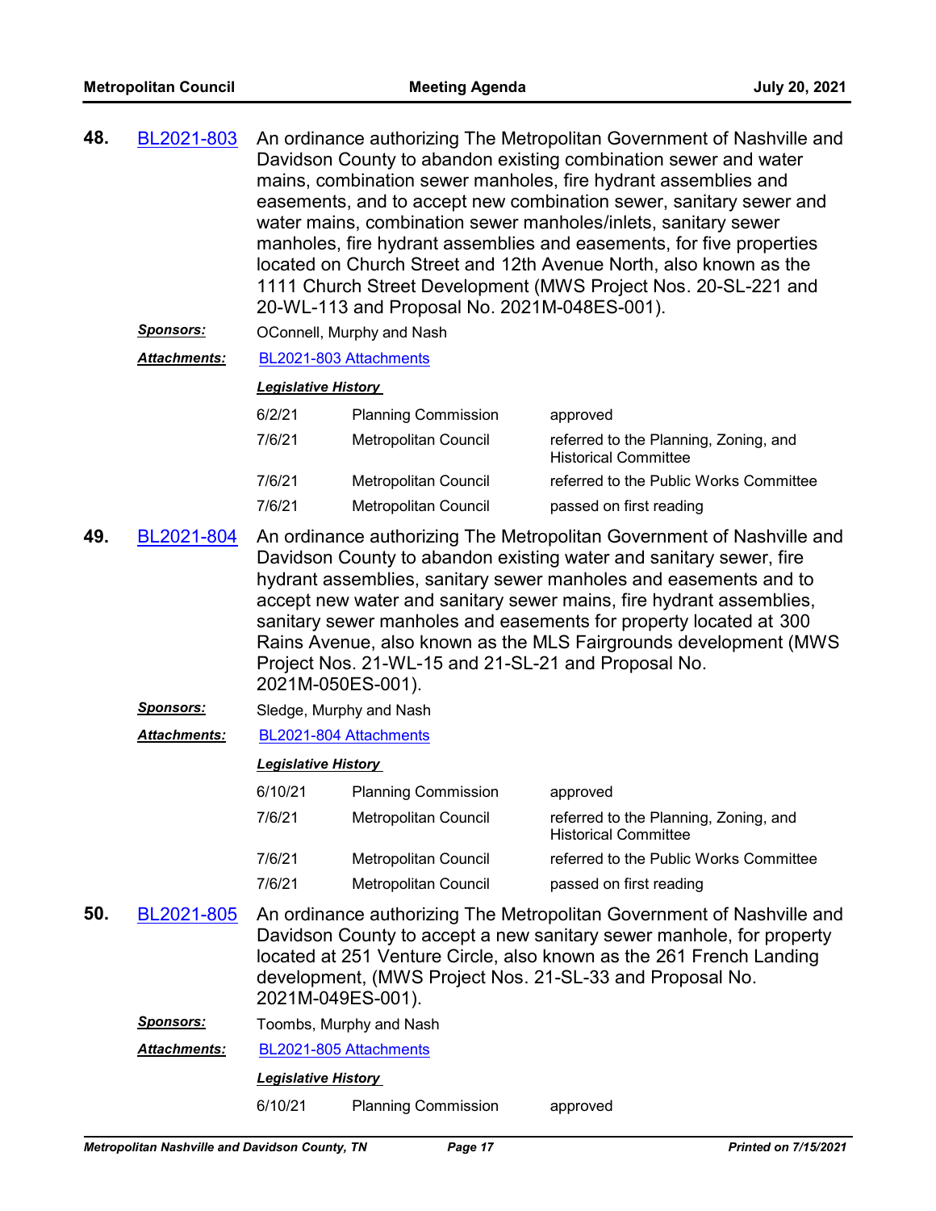**48.** BL2021-803 An ordinance authorizing The Metropolitan Government of Nashville and Davidson County to abandon existing combination sewer and water mains, combination sewer manholes, fire hydrant assemblies and easements, and to accept new combination sewer, sanitary sewer and water mains, combination sewer manholes/inlets, sanitary sewer manholes, fire hydrant assemblies and easements, for five properties located on Church Street and 12th Avenue North, also known as the 1111 Church Street Development (MWS Project Nos. 20-SL-221 and 20-WL-113 and Proposal No. 2021M-048ES-001).

***Sponsors:*** OConnell, Murphy and Nash

***Attachments:*** BL2021-803 Attachments

***Legislative History***

| | | |
|---|---|---|
| 6/2/21 | Planning Commission | approved |
| 7/6/21 | Metropolitan Council | referred to the Planning, Zoning, and Historical Committee |
| 7/6/21 | Metropolitan Council | referred to the Public Works Committee |
| 7/6/21 | Metropolitan Council | passed on first reading |

**49.** BL2021-804 An ordinance authorizing The Metropolitan Government of Nashville and Davidson County to abandon existing water and sanitary sewer, fire hydrant assemblies, sanitary sewer manholes and easements and to accept new water and sanitary sewer mains, fire hydrant assemblies, sanitary sewer manholes and easements for property located at 300 Rains Avenue, also known as the MLS Fairgrounds development (MWS Project Nos. 21-WL-15 and 21-SL-21 and Proposal No. 2021M-050ES-001).

***Sponsors:*** Sledge, Murphy and Nash

***Attachments:*** BL2021-804 Attachments

***Legislative History***

| | | |
|---|---|---|
| 6/10/21 | Planning Commission | approved |
| 7/6/21 | Metropolitan Council | referred to the Planning, Zoning, and Historical Committee |
| 7/6/21 | Metropolitan Council | referred to the Public Works Committee |
| 7/6/21 | Metropolitan Council | passed on first reading |

**50.** BL2021-805 An ordinance authorizing The Metropolitan Government of Nashville and Davidson County to accept a new sanitary sewer manhole, for property located at 251 Venture Circle, also known as the 261 French Landing development, (MWS Project Nos. 21-SL-33 and Proposal No. 2021M-049ES-001).

***Sponsors:*** Toombs, Murphy and Nash

***Attachments:*** BL2021-805 Attachments

***Legislative History***

| | | |
|---|---|---|
| 6/10/21 | Planning Commission | approved |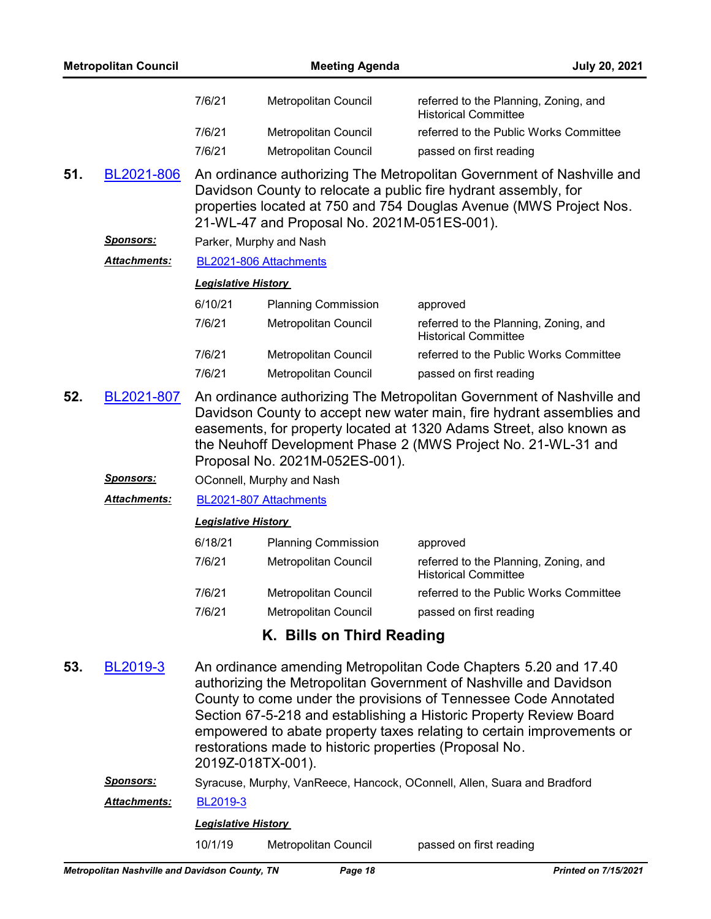| | | |
|---|---|---|
| 7/6/21 | Metropolitan Council | referred to the Planning, Zoning, and Historical Committee |
| 7/6/21 | Metropolitan Council | referred to the Public Works Committee |
| 7/6/21 | Metropolitan Council | passed on first reading |

**51.** BL2021-806 An ordinance authorizing The Metropolitan Government of Nashville and Davidson County to relocate a public fire hydrant assembly, for properties located at 750 and 754 Douglas Avenue (MWS Project Nos. 21-WL-47 and Proposal No. 2021M-051ES-001).

***Sponsors:*** Parker, Murphy and Nash

***Attachments:*** BL2021-806 Attachments

***Legislative History***

| | | |
|---|---|---|
| 6/10/21 | Planning Commission | approved |
| 7/6/21 | Metropolitan Council | referred to the Planning, Zoning, and Historical Committee |
| 7/6/21 | Metropolitan Council | referred to the Public Works Committee |
| 7/6/21 | Metropolitan Council | passed on first reading |

**52.** BL2021-807 An ordinance authorizing The Metropolitan Government of Nashville and Davidson County to accept new water main, fire hydrant assemblies and easements, for property located at 1320 Adams Street, also known as the Neuhoff Development Phase 2 (MWS Project No. 21-WL-31 and Proposal No. 2021M-052ES-001).

***Sponsors:*** OConnell, Murphy and Nash

***Attachments:*** BL2021-807 Attachments

***Legislative History***

| | | |
|---|---|---|
| 6/18/21 | Planning Commission | approved |
| 7/6/21 | Metropolitan Council | referred to the Planning, Zoning, and Historical Committee |
| 7/6/21 | Metropolitan Council | referred to the Public Works Committee |
| 7/6/21 | Metropolitan Council | passed on first reading |

## K. Bills on Third Reading

**53.** BL2019-3 An ordinance amending Metropolitan Code Chapters 5.20 and 17.40 authorizing the Metropolitan Government of Nashville and Davidson County to come under the provisions of Tennessee Code Annotated Section 67-5-218 and establishing a Historic Property Review Board empowered to abate property taxes relating to certain improvements or restorations made to historic properties (Proposal No. 2019Z-018TX-001).

***Sponsors:*** Syracuse, Murphy, VanReece, Hancock, OConnell, Allen, Suara and Bradford

***Attachments:*** BL2019-3

***Legislative History***

| | | |
|---|---|---|
| 10/1/19 | Metropolitan Council | passed on first reading |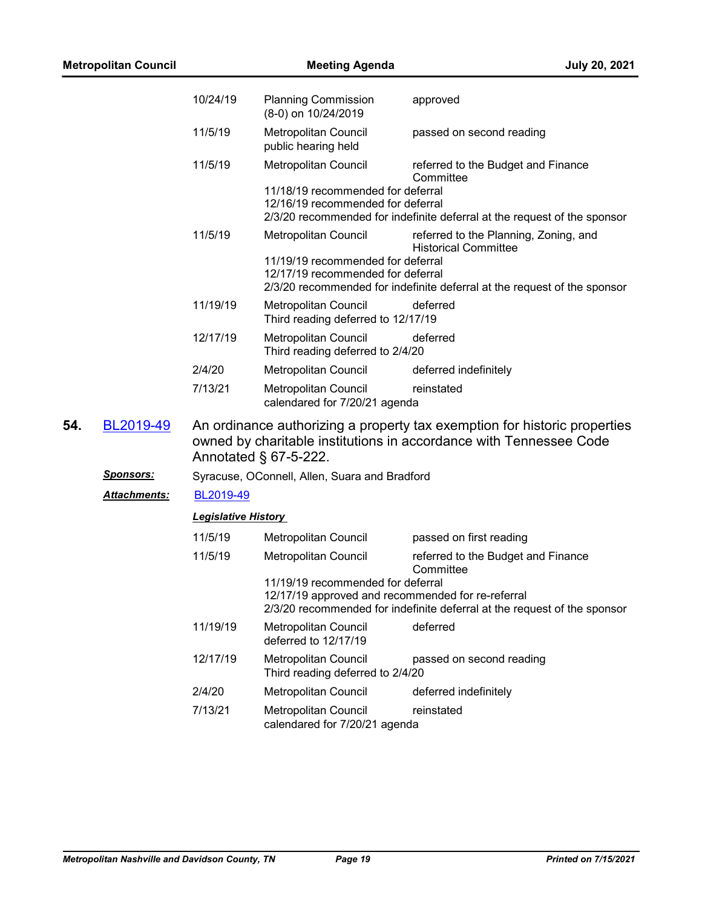| | | |
|---|---|---|
| 10/24/19 | Planning Commission (8-0) on 10/24/2019 | approved |
| 11/5/19 | Metropolitan Council public hearing held | passed on second reading |
| 11/5/19 | Metropolitan Council | referred to the Budget and Finance Committee |
| | 11/18/19 recommended for deferral<br>12/16/19 recommended for deferral<br>2/3/20 recommended for indefinite deferral at the request of the sponsor | |
| 11/5/19 | Metropolitan Council | referred to the Planning, Zoning, and Historical Committee |
| | 11/19/19 recommended for deferral<br>12/17/19 recommended for deferral<br>2/3/20 recommended for indefinite deferral at the request of the sponsor | |
| 11/19/19 | Metropolitan Council<br>Third reading deferred to 12/17/19 | deferred |
| 12/17/19 | Metropolitan Council<br>Third reading deferred to 2/4/20 | deferred |
| 2/4/20 | Metropolitan Council | deferred indefinitely |
| 7/13/21 | Metropolitan Council<br>calendared for 7/20/21 agenda | reinstated |

**54.** BL2019-49 An ordinance authorizing a property tax exemption for historic properties owned by charitable institutions in accordance with Tennessee Code Annotated § 67-5-222.

***Sponsors:*** Syracuse, OConnell, Allen, Suara and Bradford

***Attachments:*** BL2019-49

***Legislative History***

| | | |
|---|---|---|
| 11/5/19 | Metropolitan Council | passed on first reading |
| 11/5/19 | Metropolitan Council | referred to the Budget and Finance Committee |
| | 11/19/19 recommended for deferral<br>12/17/19 approved and recommended for re-referral<br>2/3/20 recommended for indefinite deferral at the request of the sponsor | |
| 11/19/19 | Metropolitan Council<br>deferred to 12/17/19 | deferred |
| 12/17/19 | Metropolitan Council<br>Third reading deferred to 2/4/20 | passed on second reading |
| 2/4/20 | Metropolitan Council | deferred indefinitely |
| 7/13/21 | Metropolitan Council<br>calendared for 7/20/21 agenda | reinstated |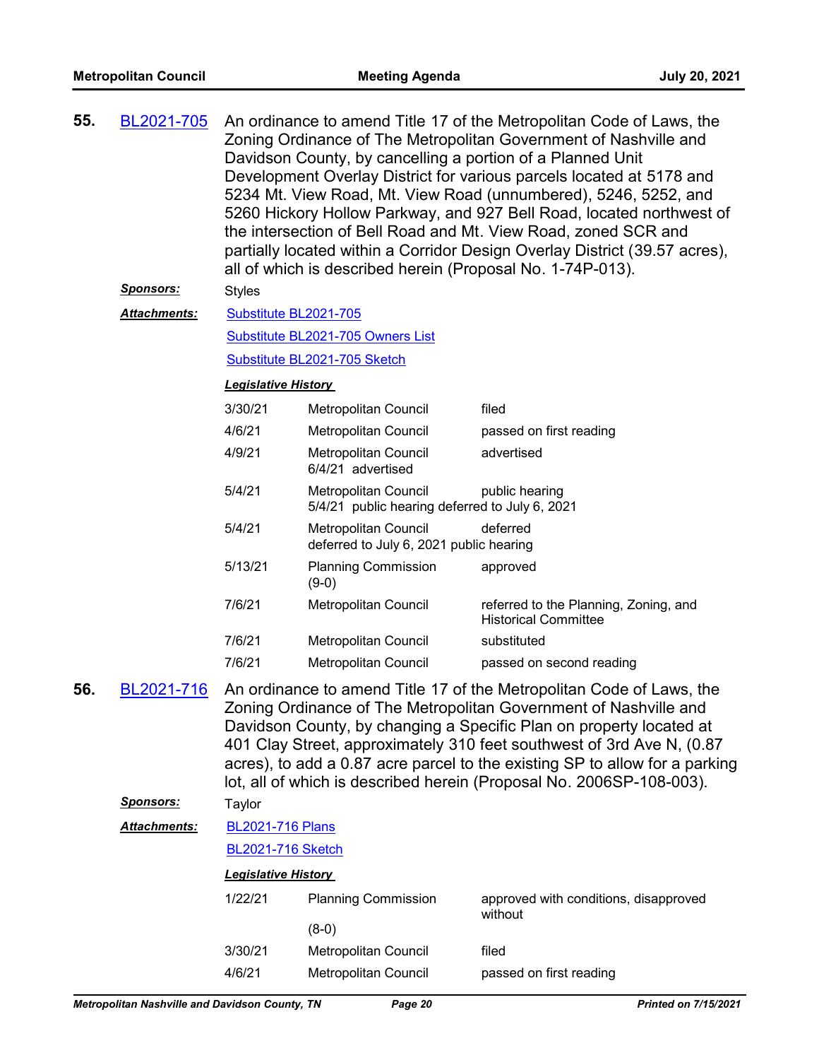**55.** BL2021-705 An ordinance to amend Title 17 of the Metropolitan Code of Laws, the Zoning Ordinance of The Metropolitan Government of Nashville and Davidson County, by cancelling a portion of a Planned Unit Development Overlay District for various parcels located at 5178 and 5234 Mt. View Road, Mt. View Road (unnumbered), 5246, 5252, and 5260 Hickory Hollow Parkway, and 927 Bell Road, located northwest of the intersection of Bell Road and Mt. View Road, zoned SCR and partially located within a Corridor Design Overlay District (39.57 acres), all of which is described herein (Proposal No. 1-74P-013).

***Sponsors:*** Styles

***Attachments:*** Substitute BL2021-705

Substitute BL2021-705 Owners List

Substitute BL2021-705 Sketch

***Legislative History***

| | | |
|---|---|---|
| 3/30/21 | Metropolitan Council | filed |
| 4/6/21 | Metropolitan Council | passed on first reading |
| 4/9/21 | Metropolitan Council 6/4/21 advertised | advertised |
| 5/4/21 | Metropolitan Council 5/4/21 public hearing deferred to July 6, 2021 | public hearing |
| 5/4/21 | Metropolitan Council deferred to July 6, 2021 public hearing | deferred |
| 5/13/21 | Planning Commission (9-0) | approved |
| 7/6/21 | Metropolitan Council | referred to the Planning, Zoning, and Historical Committee |
| 7/6/21 | Metropolitan Council | substituted |
| 7/6/21 | Metropolitan Council | passed on second reading |

**56.** BL2021-716 An ordinance to amend Title 17 of the Metropolitan Code of Laws, the Zoning Ordinance of The Metropolitan Government of Nashville and Davidson County, by changing a Specific Plan on property located at 401 Clay Street, approximately 310 feet southwest of 3rd Ave N, (0.87 acres), to add a 0.87 acre parcel to the existing SP to allow for a parking lot, all of which is described herein (Proposal No. 2006SP-108-003).

***Sponsors:*** Taylor

***Attachments:*** BL2021-716 Plans

BL2021-716 Sketch

***Legislative History***

| | | |
|---|---|---|
| 1/22/21 | Planning Commission (8-0) | approved with conditions, disapproved without |
| 3/30/21 | Metropolitan Council | filed |
| 4/6/21 | Metropolitan Council | passed on first reading |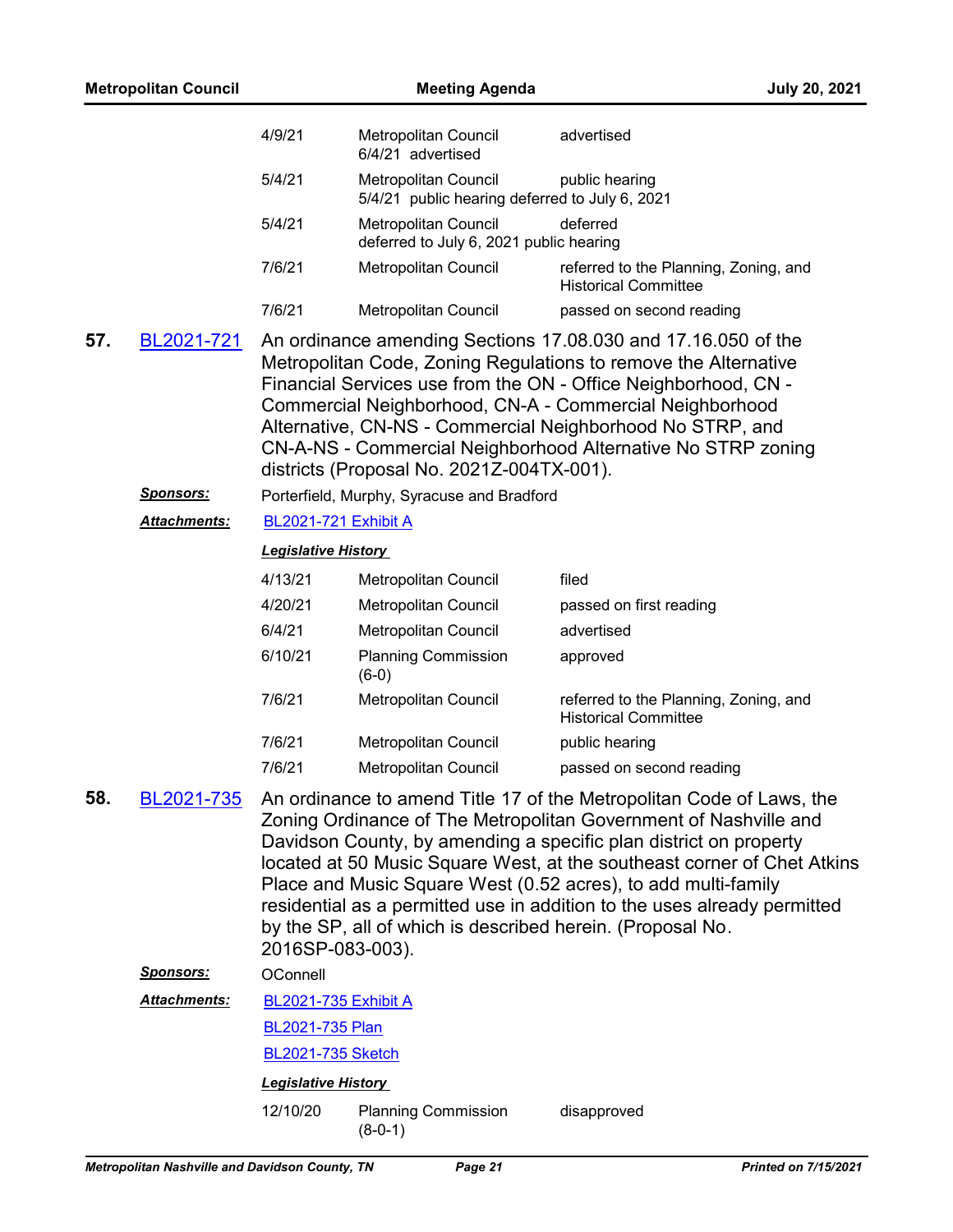| | | |
|---|---|---|
| 4/9/21 | Metropolitan Council<br>6/4/21 advertised | advertised |
| 5/4/21 | Metropolitan Council<br>5/4/21 public hearing deferred to July 6, 2021 | public hearing |
| 5/4/21 | Metropolitan Council<br>deferred to July 6, 2021 public hearing | deferred |
| 7/6/21 | Metropolitan Council | referred to the Planning, Zoning, and Historical Committee |
| 7/6/21 | Metropolitan Council | passed on second reading |

**57.** BL2021-721 An ordinance amending Sections 17.08.030 and 17.16.050 of the Metropolitan Code, Zoning Regulations to remove the Alternative Financial Services use from the ON - Office Neighborhood, CN - Commercial Neighborhood, CN-A - Commercial Neighborhood Alternative, CN-NS - Commercial Neighborhood No STRP, and CN-A-NS - Commercial Neighborhood Alternative No STRP zoning districts (Proposal No. 2021Z-004TX-001).

***Sponsors:*** Porterfield, Murphy, Syracuse and Bradford

***Attachments:*** BL2021-721 Exhibit A

***Legislative History***

| | | |
|---|---|---|
| 4/13/21 | Metropolitan Council | filed |
| 4/20/21 | Metropolitan Council | passed on first reading |
| 6/4/21 | Metropolitan Council | advertised |
| 6/10/21 | Planning Commission (6-0) | approved |
| 7/6/21 | Metropolitan Council | referred to the Planning, Zoning, and Historical Committee |
| 7/6/21 | Metropolitan Council | public hearing |
| 7/6/21 | Metropolitan Council | passed on second reading |

**58.** BL2021-735 An ordinance to amend Title 17 of the Metropolitan Code of Laws, the Zoning Ordinance of The Metropolitan Government of Nashville and Davidson County, by amending a specific plan district on property located at 50 Music Square West, at the southeast corner of Chet Atkins Place and Music Square West (0.52 acres), to add multi-family residential as a permitted use in addition to the uses already permitted by the SP, all of which is described herein. (Proposal No. 2016SP-083-003).

***Sponsors:*** OConnell

***Attachments:*** BL2021-735 Exhibit A

BL2021-735 Plan

BL2021-735 Sketch

***Legislative History***

| | | |
|---|---|---|
| 12/10/20 | Planning Commission (8-0-1) | disapproved |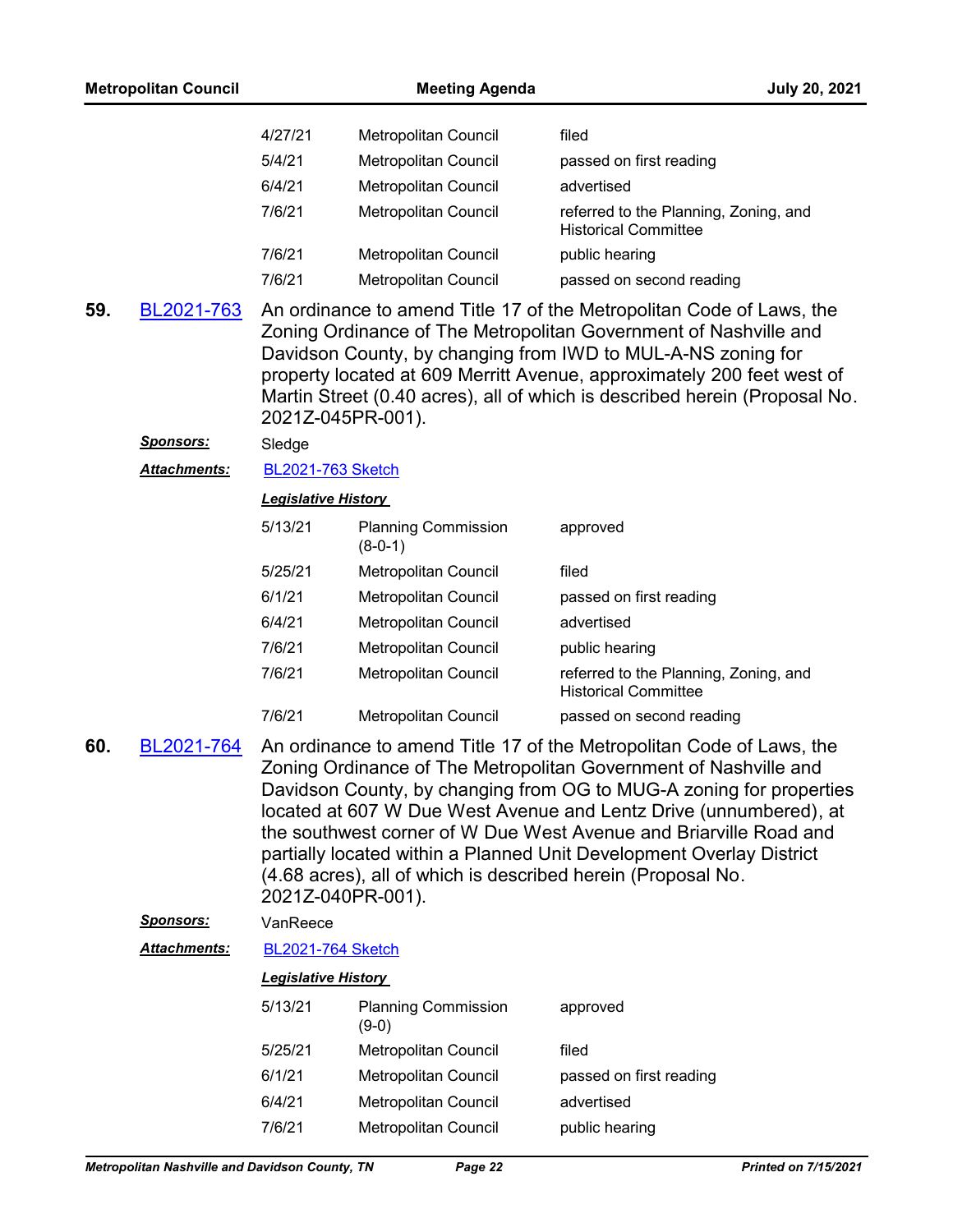| | | |
|---|---|---|
| 4/27/21 | Metropolitan Council | filed |
| 5/4/21 | Metropolitan Council | passed on first reading |
| 6/4/21 | Metropolitan Council | advertised |
| 7/6/21 | Metropolitan Council | referred to the Planning, Zoning, and Historical Committee |
| 7/6/21 | Metropolitan Council | public hearing |
| 7/6/21 | Metropolitan Council | passed on second reading |

**59.** BL2021-763 An ordinance to amend Title 17 of the Metropolitan Code of Laws, the Zoning Ordinance of The Metropolitan Government of Nashville and Davidson County, by changing from IWD to MUL-A-NS zoning for property located at 609 Merritt Avenue, approximately 200 feet west of Martin Street (0.40 acres), all of which is described herein (Proposal No. 2021Z-045PR-001).

***Sponsors:*** Sledge

***Attachments:*** BL2021-763 Sketch

***Legislative History***

| | | |
|---|---|---|
| 5/13/21 | Planning Commission (8-0-1) | approved |
| 5/25/21 | Metropolitan Council | filed |
| 6/1/21 | Metropolitan Council | passed on first reading |
| 6/4/21 | Metropolitan Council | advertised |
| 7/6/21 | Metropolitan Council | public hearing |
| 7/6/21 | Metropolitan Council | referred to the Planning, Zoning, and Historical Committee |
| 7/6/21 | Metropolitan Council | passed on second reading |

**60.** BL2021-764 An ordinance to amend Title 17 of the Metropolitan Code of Laws, the Zoning Ordinance of The Metropolitan Government of Nashville and Davidson County, by changing from OG to MUG-A zoning for properties located at 607 W Due West Avenue and Lentz Drive (unnumbered), at the southwest corner of W Due West Avenue and Briarville Road and partially located within a Planned Unit Development Overlay District (4.68 acres), all of which is described herein (Proposal No. 2021Z-040PR-001).

***Sponsors:*** VanReece

***Attachments:*** BL2021-764 Sketch

***Legislative History***

| | | |
|---|---|---|
| 5/13/21 | Planning Commission (9-0) | approved |
| 5/25/21 | Metropolitan Council | filed |
| 6/1/21 | Metropolitan Council | passed on first reading |
| 6/4/21 | Metropolitan Council | advertised |
| 7/6/21 | Metropolitan Council | public hearing |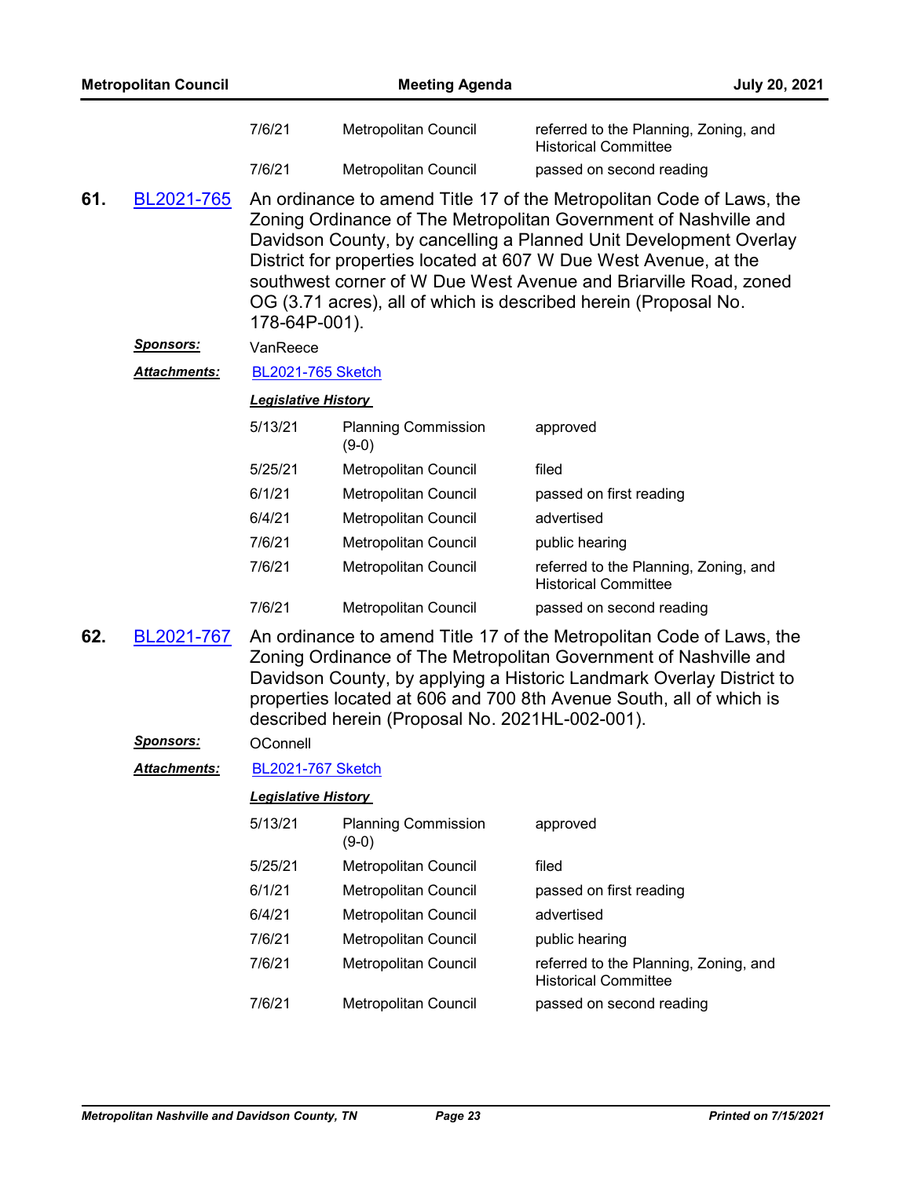| | | |
|---|---|---|
| 7/6/21 | Metropolitan Council | referred to the Planning, Zoning, and Historical Committee |
| 7/6/21 | Metropolitan Council | passed on second reading |

**61.** BL2021-765

An ordinance to amend Title 17 of the Metropolitan Code of Laws, the Zoning Ordinance of The Metropolitan Government of Nashville and Davidson County, by cancelling a Planned Unit Development Overlay District for properties located at 607 W Due West Avenue, at the southwest corner of W Due West Avenue and Briarville Road, zoned OG (3.71 acres), all of which is described herein (Proposal No. 178-64P-001).

***Sponsors:*** VanReece

***Attachments:*** BL2021-765 Sketch

***Legislative History***

| | | |
|---|---|---|
| 5/13/21 | Planning Commission (9-0) | approved |
| 5/25/21 | Metropolitan Council | filed |
| 6/1/21 | Metropolitan Council | passed on first reading |
| 6/4/21 | Metropolitan Council | advertised |
| 7/6/21 | Metropolitan Council | public hearing |
| 7/6/21 | Metropolitan Council | referred to the Planning, Zoning, and Historical Committee |
| 7/6/21 | Metropolitan Council | passed on second reading |

**62.** BL2021-767

An ordinance to amend Title 17 of the Metropolitan Code of Laws, the Zoning Ordinance of The Metropolitan Government of Nashville and Davidson County, by applying a Historic Landmark Overlay District to properties located at 606 and 700 8th Avenue South, all of which is described herein (Proposal No. 2021HL-002-001).

***Sponsors:*** OConnell

***Attachments:*** BL2021-767 Sketch

***Legislative History***

| | | |
|---|---|---|
| 5/13/21 | Planning Commission (9-0) | approved |
| 5/25/21 | Metropolitan Council | filed |
| 6/1/21 | Metropolitan Council | passed on first reading |
| 6/4/21 | Metropolitan Council | advertised |
| 7/6/21 | Metropolitan Council | public hearing |
| 7/6/21 | Metropolitan Council | referred to the Planning, Zoning, and Historical Committee |
| 7/6/21 | Metropolitan Council | passed on second reading |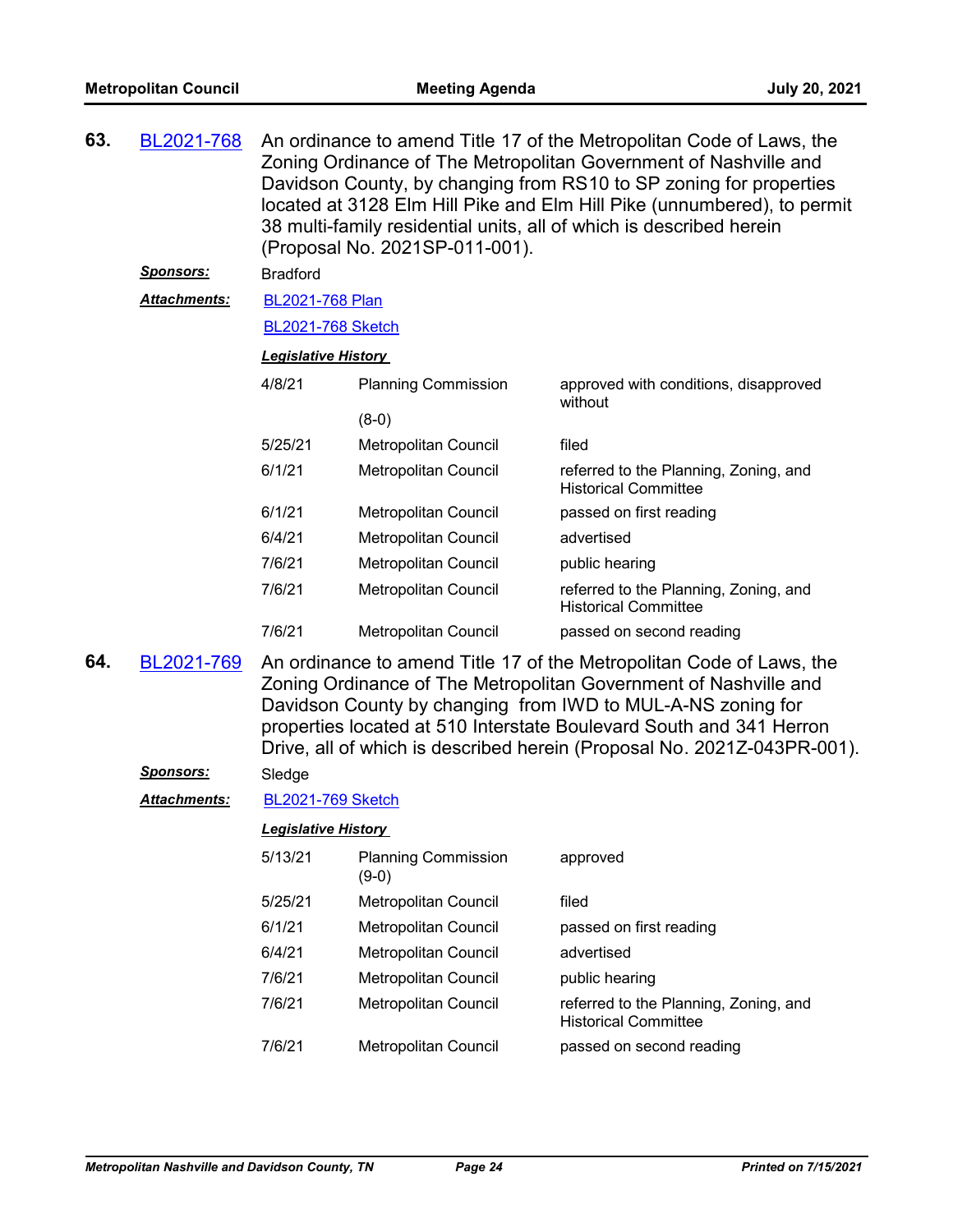**63.** BL2021-768 An ordinance to amend Title 17 of the Metropolitan Code of Laws, the Zoning Ordinance of The Metropolitan Government of Nashville and Davidson County, by changing from RS10 to SP zoning for properties located at 3128 Elm Hill Pike and Elm Hill Pike (unnumbered), to permit 38 multi-family residential units, all of which is described herein (Proposal No. 2021SP-011-001).

***Sponsors:*** Bradford

***Attachments:*** BL2021-768 Plan

BL2021-768 Sketch

***Legislative History***

| | | |
|---|---|---|
| 4/8/21 | Planning Commission (8-0) | approved with conditions, disapproved without |
| 5/25/21 | Metropolitan Council | filed |
| 6/1/21 | Metropolitan Council | referred to the Planning, Zoning, and Historical Committee |
| 6/1/21 | Metropolitan Council | passed on first reading |
| 6/4/21 | Metropolitan Council | advertised |
| 7/6/21 | Metropolitan Council | public hearing |
| 7/6/21 | Metropolitan Council | referred to the Planning, Zoning, and Historical Committee |
| 7/6/21 | Metropolitan Council | passed on second reading |

**64.** BL2021-769 An ordinance to amend Title 17 of the Metropolitan Code of Laws, the Zoning Ordinance of The Metropolitan Government of Nashville and Davidson County by changing from IWD to MUL-A-NS zoning for properties located at 510 Interstate Boulevard South and 341 Herron Drive, all of which is described herein (Proposal No. 2021Z-043PR-001).

***Sponsors:*** Sledge

***Attachments:*** BL2021-769 Sketch

***Legislative History***

| | | |
|---|---|---|
| 5/13/21 | Planning Commission (9-0) | approved |
| 5/25/21 | Metropolitan Council | filed |
| 6/1/21 | Metropolitan Council | passed on first reading |
| 6/4/21 | Metropolitan Council | advertised |
| 7/6/21 | Metropolitan Council | public hearing |
| 7/6/21 | Metropolitan Council | referred to the Planning, Zoning, and Historical Committee |
| 7/6/21 | Metropolitan Council | passed on second reading |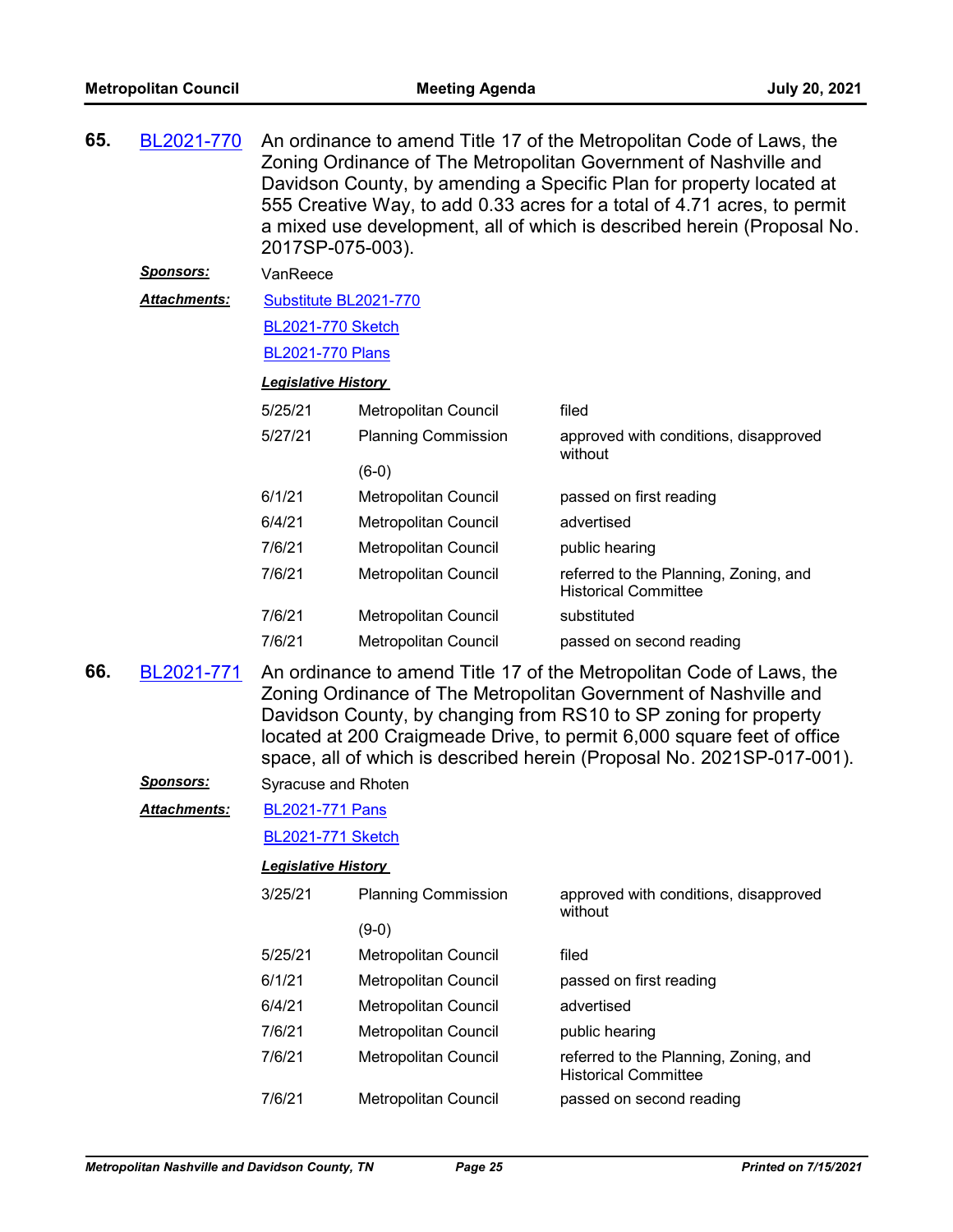**65.** BL2021-770 An ordinance to amend Title 17 of the Metropolitan Code of Laws, the Zoning Ordinance of The Metropolitan Government of Nashville and Davidson County, by amending a Specific Plan for property located at 555 Creative Way, to add 0.33 acres for a total of 4.71 acres, to permit a mixed use development, all of which is described herein (Proposal No. 2017SP-075-003).

***Sponsors:*** VanReece

***Attachments:*** Substitute BL2021-770

BL2021-770 Sketch

BL2021-770 Plans

***Legislative History***

| | | |
|---|---|---|
| 5/25/21 | Metropolitan Council | filed |
| 5/27/21 | Planning Commission (6-0) | approved with conditions, disapproved without |
| 6/1/21 | Metropolitan Council | passed on first reading |
| 6/4/21 | Metropolitan Council | advertised |
| 7/6/21 | Metropolitan Council | public hearing |
| 7/6/21 | Metropolitan Council | referred to the Planning, Zoning, and Historical Committee |
| 7/6/21 | Metropolitan Council | substituted |
| 7/6/21 | Metropolitan Council | passed on second reading |

**66.** BL2021-771 An ordinance to amend Title 17 of the Metropolitan Code of Laws, the Zoning Ordinance of The Metropolitan Government of Nashville and Davidson County, by changing from RS10 to SP zoning for property located at 200 Craigmeade Drive, to permit 6,000 square feet of office space, all of which is described herein (Proposal No. 2021SP-017-001).

***Sponsors:*** Syracuse and Rhoten

***Attachments:*** BL2021-771 Pans

BL2021-771 Sketch

***Legislative History***

| | | |
|---|---|---|
| 3/25/21 | Planning Commission (9-0) | approved with conditions, disapproved without |
| 5/25/21 | Metropolitan Council | filed |
| 6/1/21 | Metropolitan Council | passed on first reading |
| 6/4/21 | Metropolitan Council | advertised |
| 7/6/21 | Metropolitan Council | public hearing |
| 7/6/21 | Metropolitan Council | referred to the Planning, Zoning, and Historical Committee |
| 7/6/21 | Metropolitan Council | passed on second reading |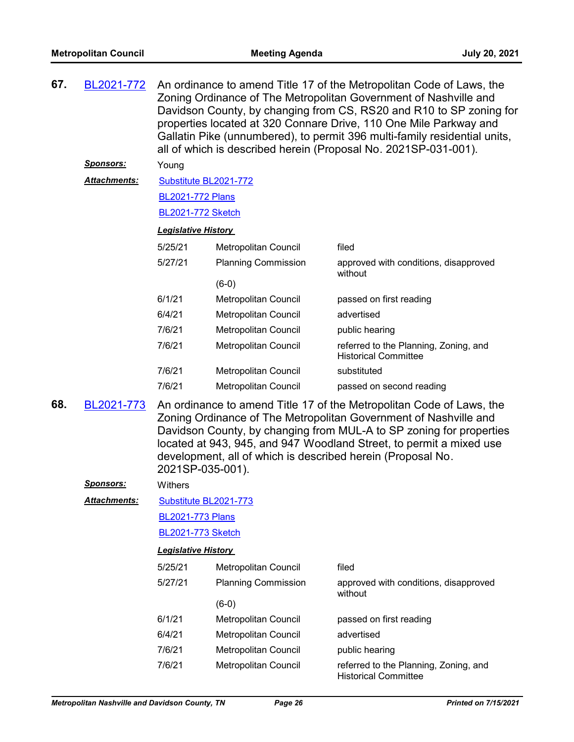**67.** BL2021-772 An ordinance to amend Title 17 of the Metropolitan Code of Laws, the Zoning Ordinance of The Metropolitan Government of Nashville and Davidson County, by changing from CS, RS20 and R10 to SP zoning for properties located at 320 Connare Drive, 110 One Mile Parkway and Gallatin Pike (unnumbered), to permit 396 multi-family residential units, all of which is described herein (Proposal No. 2021SP-031-001).

***Sponsors:*** Young

***Attachments:*** Substitute BL2021-772

BL2021-772 Plans

BL2021-772 Sketch

***Legislative History***

| | | |
|---|---|---|
| 5/25/21 | Metropolitan Council | filed |
| 5/27/21 | Planning Commission (6-0) | approved with conditions, disapproved without |
| 6/1/21 | Metropolitan Council | passed on first reading |
| 6/4/21 | Metropolitan Council | advertised |
| 7/6/21 | Metropolitan Council | public hearing |
| 7/6/21 | Metropolitan Council | referred to the Planning, Zoning, and Historical Committee |
| 7/6/21 | Metropolitan Council | substituted |
| 7/6/21 | Metropolitan Council | passed on second reading |

**68.** BL2021-773 An ordinance to amend Title 17 of the Metropolitan Code of Laws, the Zoning Ordinance of The Metropolitan Government of Nashville and Davidson County, by changing from MUL-A to SP zoning for properties located at 943, 945, and 947 Woodland Street, to permit a mixed use development, all of which is described herein (Proposal No. 2021SP-035-001).

***Sponsors:*** Withers

***Attachments:*** Substitute BL2021-773

BL2021-773 Plans

BL2021-773 Sketch

***Legislative History***

| | | |
|---|---|---|
| 5/25/21 | Metropolitan Council | filed |
| 5/27/21 | Planning Commission (6-0) | approved with conditions, disapproved without |
| 6/1/21 | Metropolitan Council | passed on first reading |
| 6/4/21 | Metropolitan Council | advertised |
| 7/6/21 | Metropolitan Council | public hearing |
| 7/6/21 | Metropolitan Council | referred to the Planning, Zoning, and Historical Committee |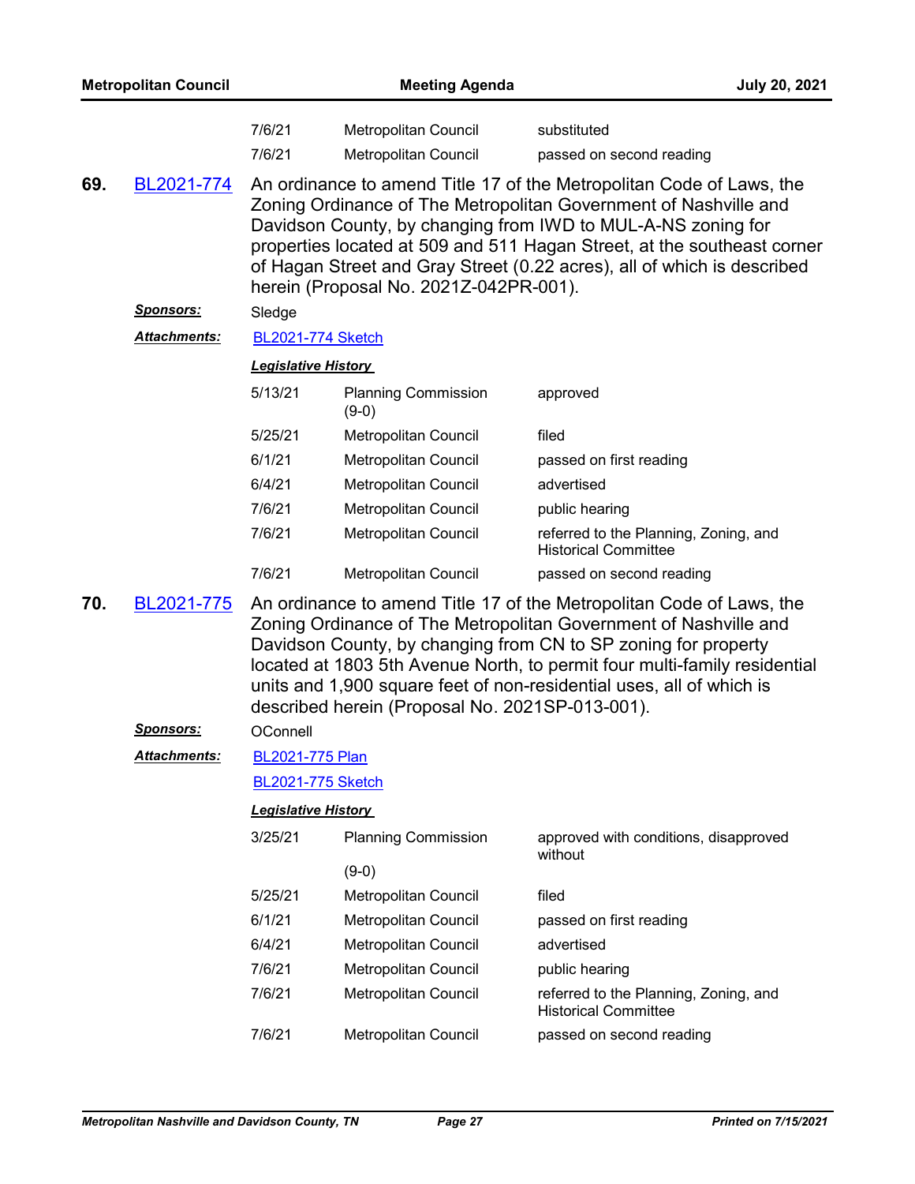| | | |
|---|---|---|
| 7/6/21 | Metropolitan Council | substituted |
| 7/6/21 | Metropolitan Council | passed on second reading |

**69.** BL2021-774 An ordinance to amend Title 17 of the Metropolitan Code of Laws, the Zoning Ordinance of The Metropolitan Government of Nashville and Davidson County, by changing from IWD to MUL-A-NS zoning for properties located at 509 and 511 Hagan Street, at the southeast corner of Hagan Street and Gray Street (0.22 acres), all of which is described herein (Proposal No. 2021Z-042PR-001).

***Sponsors:*** Sledge

***Attachments:*** BL2021-774 Sketch

***Legislative History***

| | | |
|---|---|---|
| 5/13/21 | Planning Commission (9-0) | approved |
| 5/25/21 | Metropolitan Council | filed |
| 6/1/21 | Metropolitan Council | passed on first reading |
| 6/4/21 | Metropolitan Council | advertised |
| 7/6/21 | Metropolitan Council | public hearing |
| 7/6/21 | Metropolitan Council | referred to the Planning, Zoning, and Historical Committee |
| 7/6/21 | Metropolitan Council | passed on second reading |

**70.** BL2021-775 An ordinance to amend Title 17 of the Metropolitan Code of Laws, the Zoning Ordinance of The Metropolitan Government of Nashville and Davidson County, by changing from CN to SP zoning for property located at 1803 5th Avenue North, to permit four multi-family residential units and 1,900 square feet of non-residential uses, all of which is described herein (Proposal No. 2021SP-013-001).

***Sponsors:*** OConnell

***Attachments:*** BL2021-775 Plan
BL2021-775 Sketch

***Legislative History***

| | | |
|---|---|---|
| 3/25/21 | Planning Commission (9-0) | approved with conditions, disapproved without |
| 5/25/21 | Metropolitan Council | filed |
| 6/1/21 | Metropolitan Council | passed on first reading |
| 6/4/21 | Metropolitan Council | advertised |
| 7/6/21 | Metropolitan Council | public hearing |
| 7/6/21 | Metropolitan Council | referred to the Planning, Zoning, and Historical Committee |
| 7/6/21 | Metropolitan Council | passed on second reading |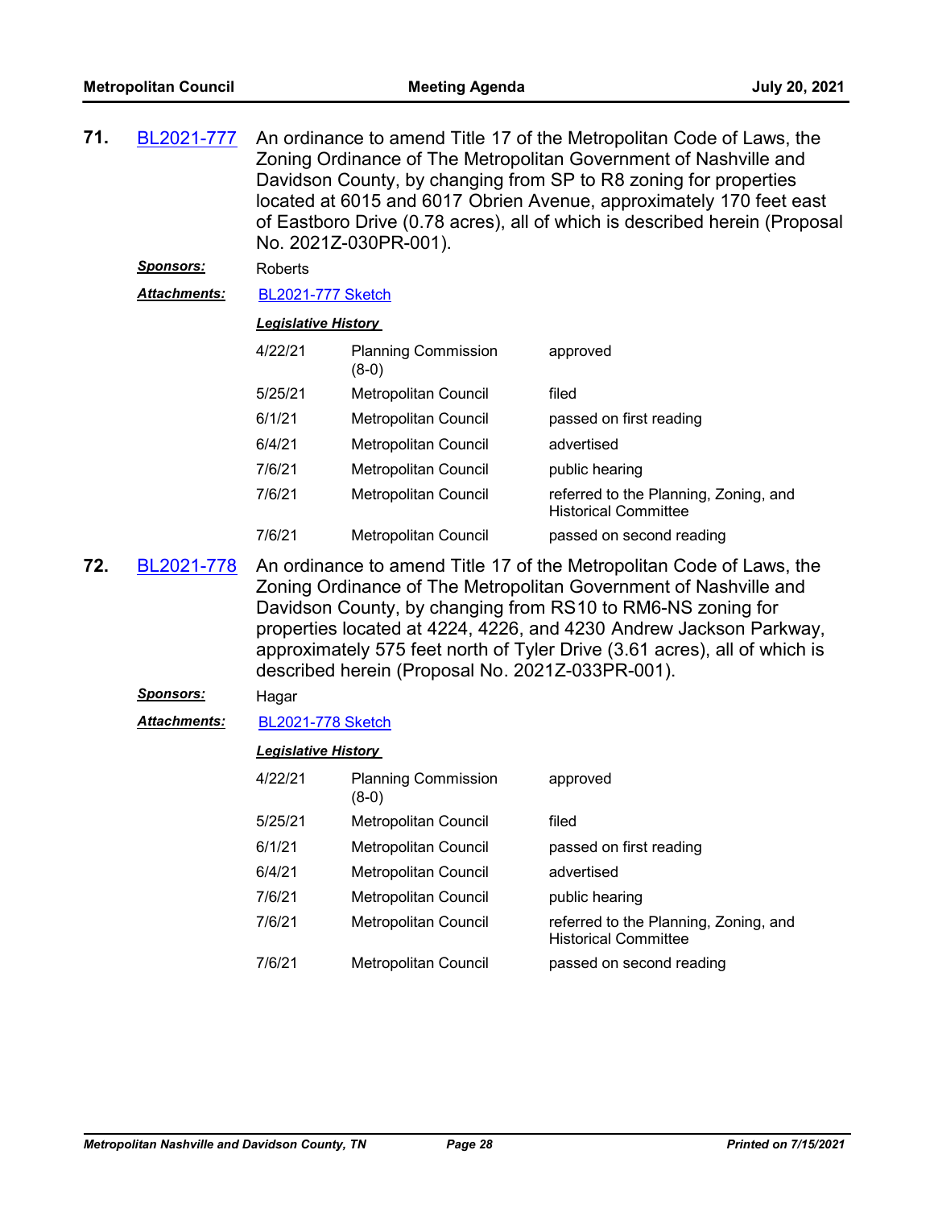**71.** BL2021-777 An ordinance to amend Title 17 of the Metropolitan Code of Laws, the Zoning Ordinance of The Metropolitan Government of Nashville and Davidson County, by changing from SP to R8 zoning for properties located at 6015 and 6017 Obrien Avenue, approximately 170 feet east of Eastboro Drive (0.78 acres), all of which is described herein (Proposal No. 2021Z-030PR-001).

***Sponsors:*** Roberts

***Attachments:*** BL2021-777 Sketch

***Legislative History***

| | | |
|---|---|---|
| 4/22/21 | Planning Commission (8-0) | approved |
| 5/25/21 | Metropolitan Council | filed |
| 6/1/21 | Metropolitan Council | passed on first reading |
| 6/4/21 | Metropolitan Council | advertised |
| 7/6/21 | Metropolitan Council | public hearing |
| 7/6/21 | Metropolitan Council | referred to the Planning, Zoning, and Historical Committee |
| 7/6/21 | Metropolitan Council | passed on second reading |

**72.** BL2021-778 An ordinance to amend Title 17 of the Metropolitan Code of Laws, the Zoning Ordinance of The Metropolitan Government of Nashville and Davidson County, by changing from RS10 to RM6-NS zoning for properties located at 4224, 4226, and 4230 Andrew Jackson Parkway, approximately 575 feet north of Tyler Drive (3.61 acres), all of which is described herein (Proposal No. 2021Z-033PR-001).

***Sponsors:*** Hagar

***Attachments:*** BL2021-778 Sketch

***Legislative History***

| | | |
|---|---|---|
| 4/22/21 | Planning Commission (8-0) | approved |
| 5/25/21 | Metropolitan Council | filed |
| 6/1/21 | Metropolitan Council | passed on first reading |
| 6/4/21 | Metropolitan Council | advertised |
| 7/6/21 | Metropolitan Council | public hearing |
| 7/6/21 | Metropolitan Council | referred to the Planning, Zoning, and Historical Committee |
| 7/6/21 | Metropolitan Council | passed on second reading |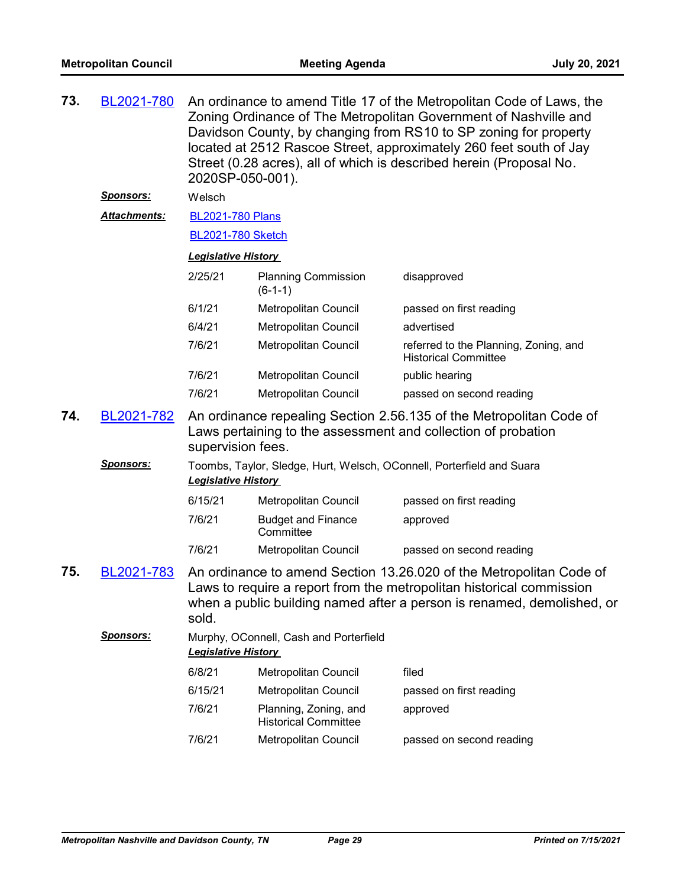**73.** BL2021-780 An ordinance to amend Title 17 of the Metropolitan Code of Laws, the Zoning Ordinance of The Metropolitan Government of Nashville and Davidson County, by changing from RS10 to SP zoning for property located at 2512 Rascoe Street, approximately 260 feet south of Jay Street (0.28 acres), all of which is described herein (Proposal No. 2020SP-050-001).

***Sponsors:*** Welsch

***Attachments:*** BL2021-780 Plans

BL2021-780 Sketch

***Legislative History***

| | | |
|---|---|---|
| 2/25/21 | Planning Commission (6-1-1) | disapproved |
| 6/1/21 | Metropolitan Council | passed on first reading |
| 6/4/21 | Metropolitan Council | advertised |
| 7/6/21 | Metropolitan Council | referred to the Planning, Zoning, and Historical Committee |
| 7/6/21 | Metropolitan Council | public hearing |
| 7/6/21 | Metropolitan Council | passed on second reading |

**74.** BL2021-782 An ordinance repealing Section 2.56.135 of the Metropolitan Code of Laws pertaining to the assessment and collection of probation supervision fees.

***Sponsors:*** Toombs, Taylor, Sledge, Hurt, Welsch, OConnell, Porterfield and Suara

***Legislative History***

| | | |
|---|---|---|
| 6/15/21 | Metropolitan Council | passed on first reading |
| 7/6/21 | Budget and Finance Committee | approved |
| 7/6/21 | Metropolitan Council | passed on second reading |

**75.** BL2021-783 An ordinance to amend Section 13.26.020 of the Metropolitan Code of Laws to require a report from the metropolitan historical commission when a public building named after a person is renamed, demolished, or sold.

***Sponsors:*** Murphy, OConnell, Cash and Porterfield

***Legislative History***

| | | |
|---|---|---|
| 6/8/21 | Metropolitan Council | filed |
| 6/15/21 | Metropolitan Council | passed on first reading |
| 7/6/21 | Planning, Zoning, and Historical Committee | approved |
| 7/6/21 | Metropolitan Council | passed on second reading |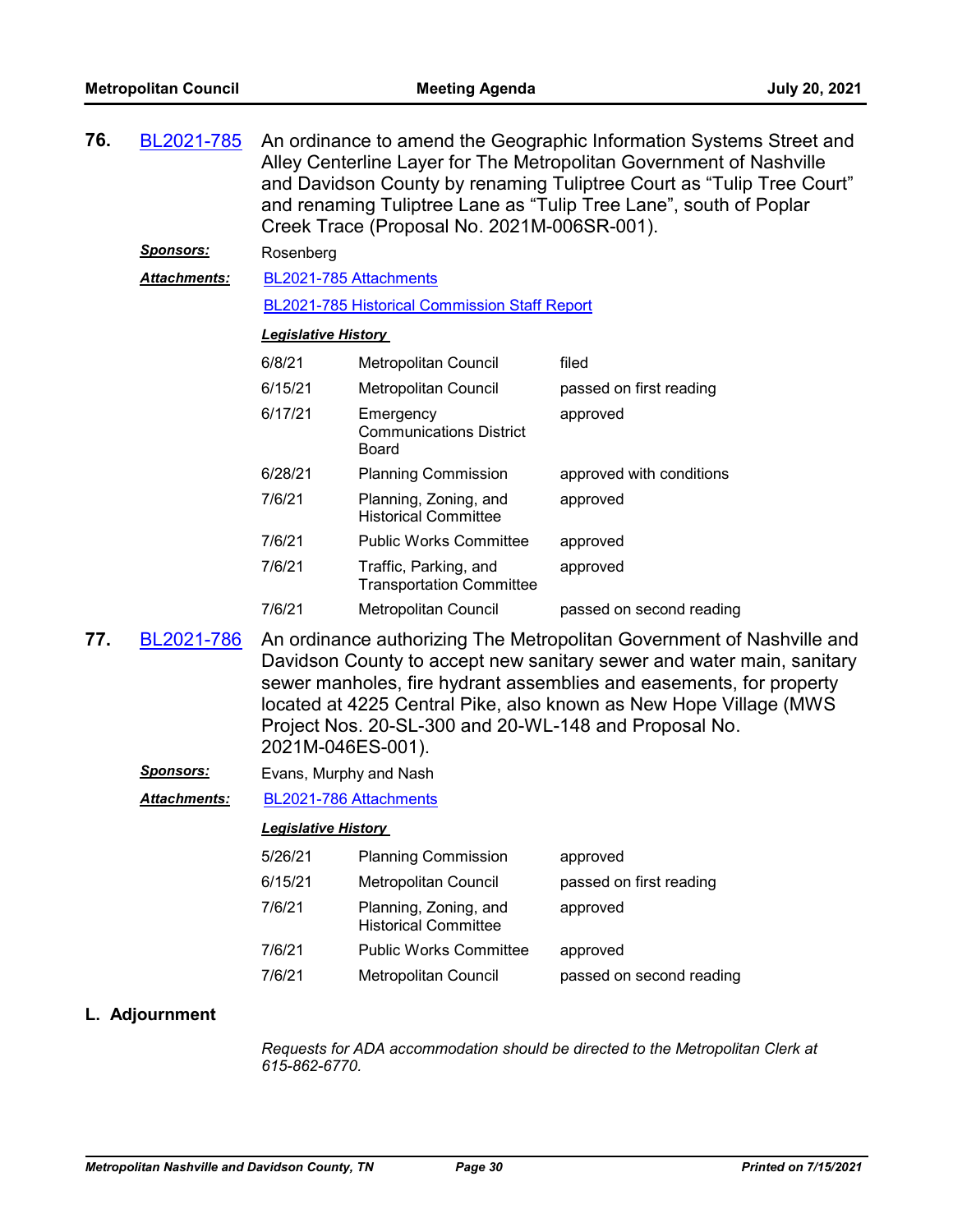**76.** BL2021-785 An ordinance to amend the Geographic Information Systems Street and Alley Centerline Layer for The Metropolitan Government of Nashville and Davidson County by renaming Tuliptree Court as “Tulip Tree Court” and renaming Tuliptree Lane as “Tulip Tree Lane”, south of Poplar Creek Trace (Proposal No. 2021M-006SR-001).

***Sponsors:*** Rosenberg

***Attachments:*** BL2021-785 Attachments

BL2021-785 Historical Commission Staff Report

***Legislative History***

| | | |
|---|---|---|
| 6/8/21 | Metropolitan Council | filed |
| 6/15/21 | Metropolitan Council | passed on first reading |
| 6/17/21 | Emergency Communications District Board | approved |
| 6/28/21 | Planning Commission | approved with conditions |
| 7/6/21 | Planning, Zoning, and Historical Committee | approved |
| 7/6/21 | Public Works Committee | approved |
| 7/6/21 | Traffic, Parking, and Transportation Committee | approved |
| 7/6/21 | Metropolitan Council | passed on second reading |

**77.** BL2021-786 An ordinance authorizing The Metropolitan Government of Nashville and Davidson County to accept new sanitary sewer and water main, sanitary sewer manholes, fire hydrant assemblies and easements, for property located at 4225 Central Pike, also known as New Hope Village (MWS Project Nos. 20-SL-300 and 20-WL-148 and Proposal No. 2021M-046ES-001).

***Sponsors:*** Evans, Murphy and Nash

***Attachments:*** BL2021-786 Attachments

***Legislative History***

| | | |
|---|---|---|
| 5/26/21 | Planning Commission | approved |
| 6/15/21 | Metropolitan Council | passed on first reading |
| 7/6/21 | Planning, Zoning, and Historical Committee | approved |
| 7/6/21 | Public Works Committee | approved |
| 7/6/21 | Metropolitan Council | passed on second reading |

## L. Adjournment

*Requests for ADA accommodation should be directed to the Metropolitan Clerk at 615-862-6770.*